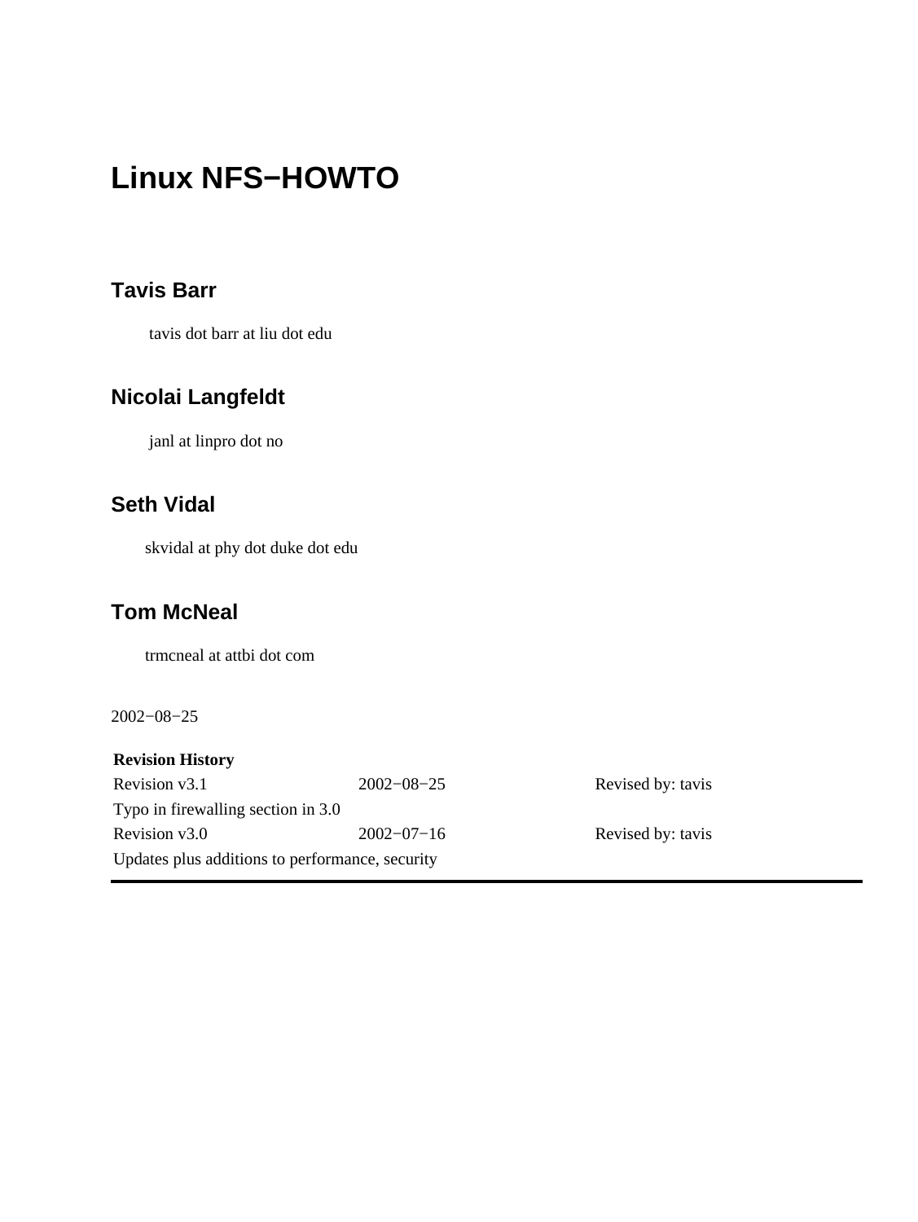# Linux NFS−HOWTO

### Tavis Barr

tavis dot barr at liu dot edu

### Nicolai Langfeldt

janl at linpro dot no

### Seth Vidal

skvidal at phy dot duke dot edu

### Tom McNeal

trmcneal at attbi dot com

2002−08−25

| **Revision History** | | |
|---|---|---|
| Revision v3.1 | 2002−08−25 | Revised by: tavis |
| Typo in firewalling section in 3.0 | | |
| Revision v3.0 | 2002−07−16 | Revised by: tavis |
| Updates plus additions to performance, security | | |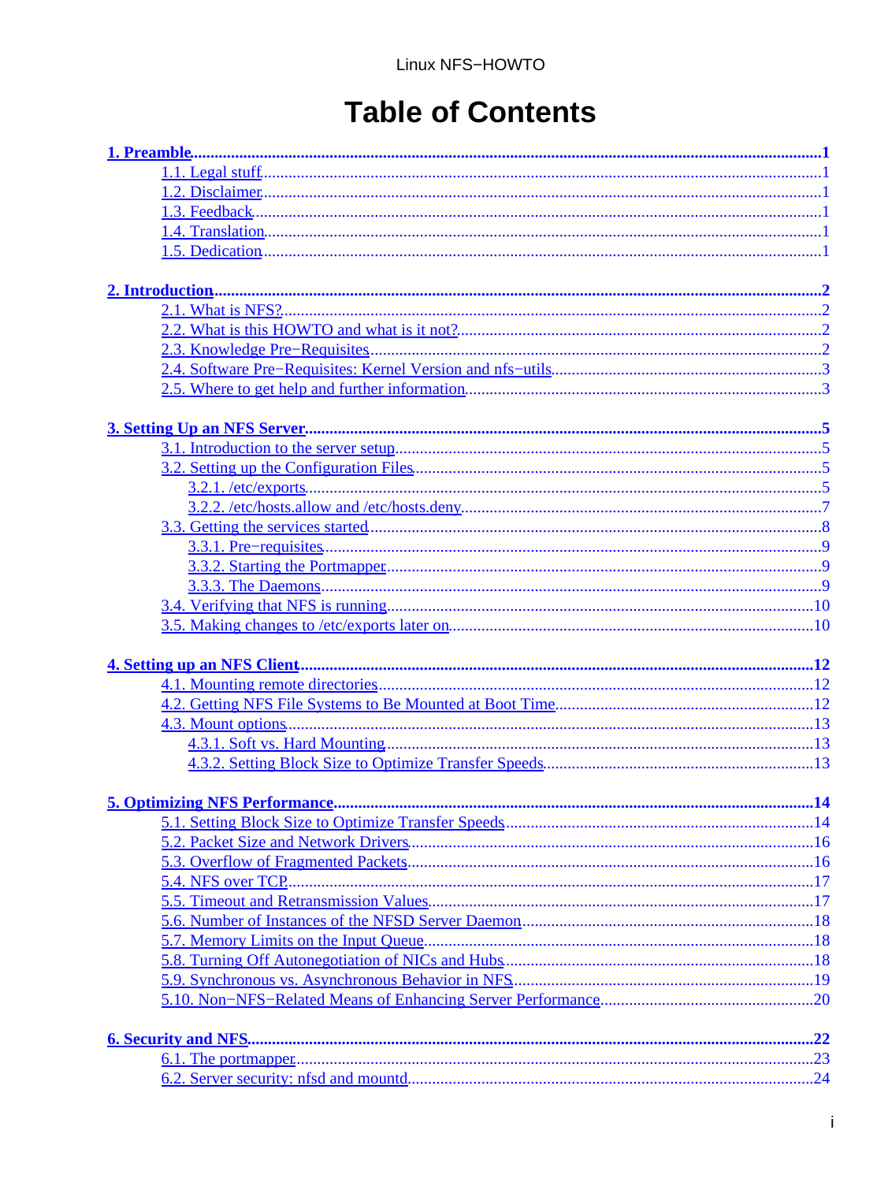# Table of Contents

- **1. Preamble** ........ 1
  - 1.1. Legal stuff ........ 1
  - 1.2. Disclaimer ........ 1
  - 1.3. Feedback ........ 1
  - 1.4. Translation ........ 1
  - 1.5. Dedication ........ 1

- **2. Introduction** ........ 2
  - 2.1. What is NFS? ........ 2
  - 2.2. What is this HOWTO and what is it not? ........ 2
  - 2.3. Knowledge Pre−Requisites ........ 2
  - 2.4. Software Pre−Requisites: Kernel Version and nfs−utils ........ 3
  - 2.5. Where to get help and further information ........ 3

- **3. Setting Up an NFS Server** ........ 5
  - 3.1. Introduction to the server setup ........ 5
  - 3.2. Setting up the Configuration Files ........ 5
    - 3.2.1. /etc/exports ........ 5
    - 3.2.2. /etc/hosts.allow and /etc/hosts.deny ........ 7
  - 3.3. Getting the services started ........ 8
    - 3.3.1. Pre−requisites ........ 9
    - 3.3.2. Starting the Portmapper ........ 9
    - 3.3.3. The Daemons ........ 9
  - 3.4. Verifying that NFS is running ........ 10
  - 3.5. Making changes to /etc/exports later on ........ 10

- **4. Setting up an NFS Client** ........ 12
  - 4.1. Mounting remote directories ........ 12
  - 4.2. Getting NFS File Systems to Be Mounted at Boot Time ........ 12
  - 4.3. Mount options ........ 13
    - 4.3.1. Soft vs. Hard Mounting ........ 13
    - 4.3.2. Setting Block Size to Optimize Transfer Speeds ........ 13

- **5. Optimizing NFS Performance** ........ 14
  - 5.1. Setting Block Size to Optimize Transfer Speeds ........ 14
  - 5.2. Packet Size and Network Drivers ........ 16
  - 5.3. Overflow of Fragmented Packets ........ 16
  - 5.4. NFS over TCP ........ 17
  - 5.5. Timeout and Retransmission Values ........ 17
  - 5.6. Number of Instances of the NFSD Server Daemon ........ 18
  - 5.7. Memory Limits on the Input Queue ........ 18
  - 5.8. Turning Off Autonegotiation of NICs and Hubs ........ 18
  - 5.9. Synchronous vs. Asynchronous Behavior in NFS ........ 19
  - 5.10. Non−NFS−Related Means of Enhancing Server Performance ........ 20

- **6. Security and NFS** ........ 22
  - 6.1. The portmapper ........ 23
  - 6.2. Server security: nfsd and mountd ........ 24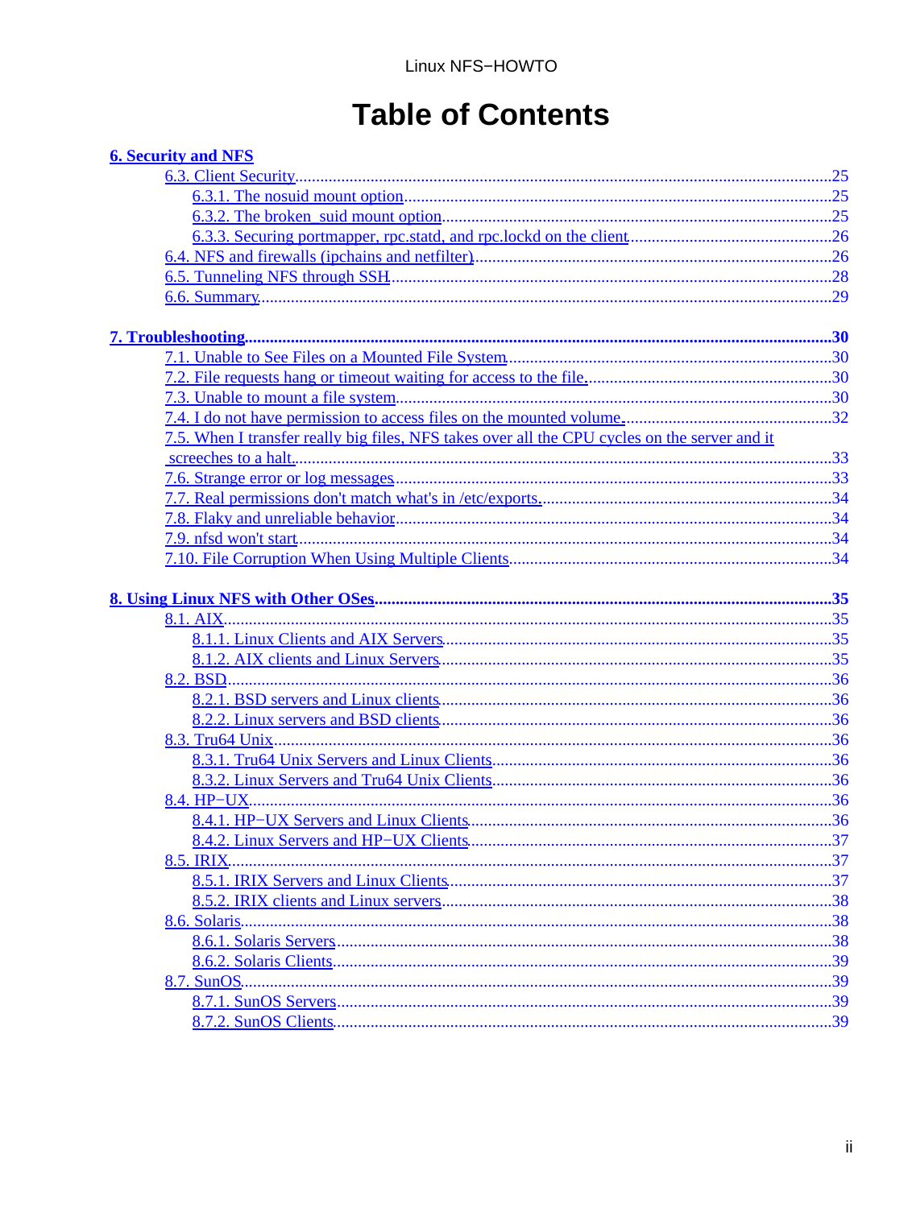# Table of Contents

**6. Security and NFS**

- 6.3. Client Security ... 25
  - 6.3.1. The nosuid mount option ... 25
  - 6.3.2. The broken_suid mount option ... 25
  - 6.3.3. Securing portmapper, rpc.statd, and rpc.lockd on the client ... 26
- 6.4. NFS and firewalls (ipchains and netfilter) ... 26
- 6.5. Tunneling NFS through SSH ... 28
- 6.6. Summary ... 29

**7. Troubleshooting ... 30**

- 7.1. Unable to See Files on a Mounted File System ... 30
- 7.2. File requests hang or timeout waiting for access to the file. ... 30
- 7.3. Unable to mount a file system ... 30
- 7.4. I do not have permission to access files on the mounted volume. ... 32
- 7.5. When I transfer really big files, NFS takes over all the CPU cycles on the server and it screeches to a halt. ... 33
- 7.6. Strange error or log messages ... 33
- 7.7. Real permissions don't match what's in /etc/exports. ... 34
- 7.8. Flaky and unreliable behavior ... 34
- 7.9. nfsd won't start ... 34
- 7.10. File Corruption When Using Multiple Clients ... 34

**8. Using Linux NFS with Other OSes ... 35**

- 8.1. AIX ... 35
  - 8.1.1. Linux Clients and AIX Servers ... 35
  - 8.1.2. AIX clients and Linux Servers ... 35
- 8.2. BSD ... 36
  - 8.2.1. BSD servers and Linux clients ... 36
  - 8.2.2. Linux servers and BSD clients ... 36
- 8.3. Tru64 Unix ... 36
  - 8.3.1. Tru64 Unix Servers and Linux Clients ... 36
  - 8.3.2. Linux Servers and Tru64 Unix Clients ... 36
- 8.4. HP−UX ... 36
  - 8.4.1. HP−UX Servers and Linux Clients ... 36
  - 8.4.2. Linux Servers and HP−UX Clients ... 37
- 8.5. IRIX ... 37
  - 8.5.1. IRIX Servers and Linux Clients ... 37
  - 8.5.2. IRIX clients and Linux servers ... 38
- 8.6. Solaris ... 38
  - 8.6.1. Solaris Servers ... 38
  - 8.6.2. Solaris Clients ... 39
- 8.7. SunOS ... 39
  - 8.7.1. SunOS Servers ... 39
  - 8.7.2. SunOS Clients ... 39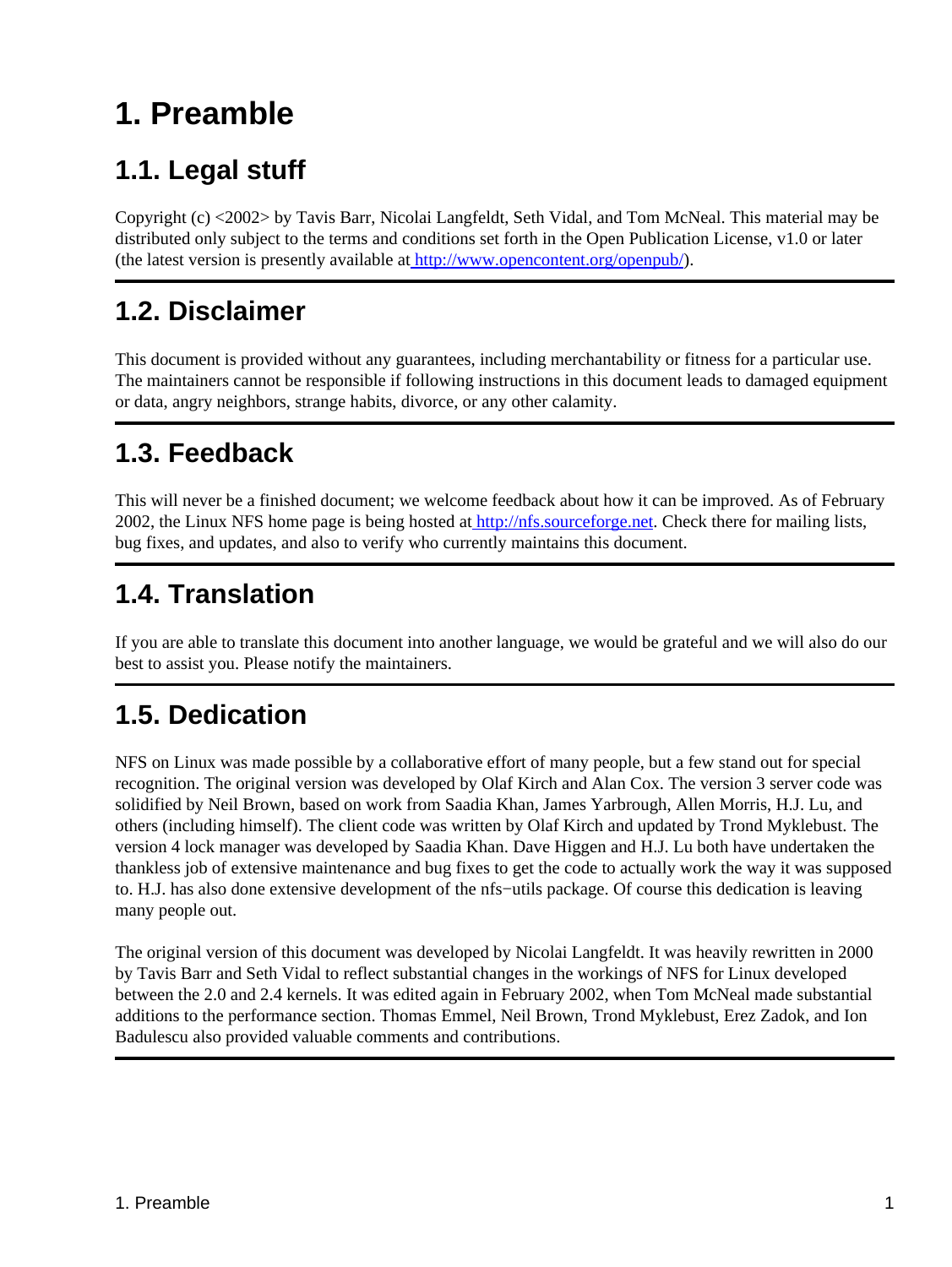# 1. Preamble

## 1.1. Legal stuff

Copyright (c) <2002> by Tavis Barr, Nicolai Langfeldt, Seth Vidal, and Tom McNeal. This material may be distributed only subject to the terms and conditions set forth in the Open Publication License, v1.0 or later (the latest version is presently available at http://www.opencontent.org/openpub/).

## 1.2. Disclaimer

This document is provided without any guarantees, including merchantability or fitness for a particular use. The maintainers cannot be responsible if following instructions in this document leads to damaged equipment or data, angry neighbors, strange habits, divorce, or any other calamity.

## 1.3. Feedback

This will never be a finished document; we welcome feedback about how it can be improved. As of February 2002, the Linux NFS home page is being hosted at http://nfs.sourceforge.net. Check there for mailing lists, bug fixes, and updates, and also to verify who currently maintains this document.

## 1.4. Translation

If you are able to translate this document into another language, we would be grateful and we will also do our best to assist you. Please notify the maintainers.

## 1.5. Dedication

NFS on Linux was made possible by a collaborative effort of many people, but a few stand out for special recognition. The original version was developed by Olaf Kirch and Alan Cox. The version 3 server code was solidified by Neil Brown, based on work from Saadia Khan, James Yarbrough, Allen Morris, H.J. Lu, and others (including himself). The client code was written by Olaf Kirch and updated by Trond Myklebust. The version 4 lock manager was developed by Saadia Khan. Dave Higgen and H.J. Lu both have undertaken the thankless job of extensive maintenance and bug fixes to get the code to actually work the way it was supposed to. H.J. has also done extensive development of the nfs−utils package. Of course this dedication is leaving many people out.

The original version of this document was developed by Nicolai Langfeldt. It was heavily rewritten in 2000 by Tavis Barr and Seth Vidal to reflect substantial changes in the workings of NFS for Linux developed between the 2.0 and 2.4 kernels. It was edited again in February 2002, when Tom McNeal made substantial additions to the performance section. Thomas Emmel, Neil Brown, Trond Myklebust, Erez Zadok, and Ion Badulescu also provided valuable comments and contributions.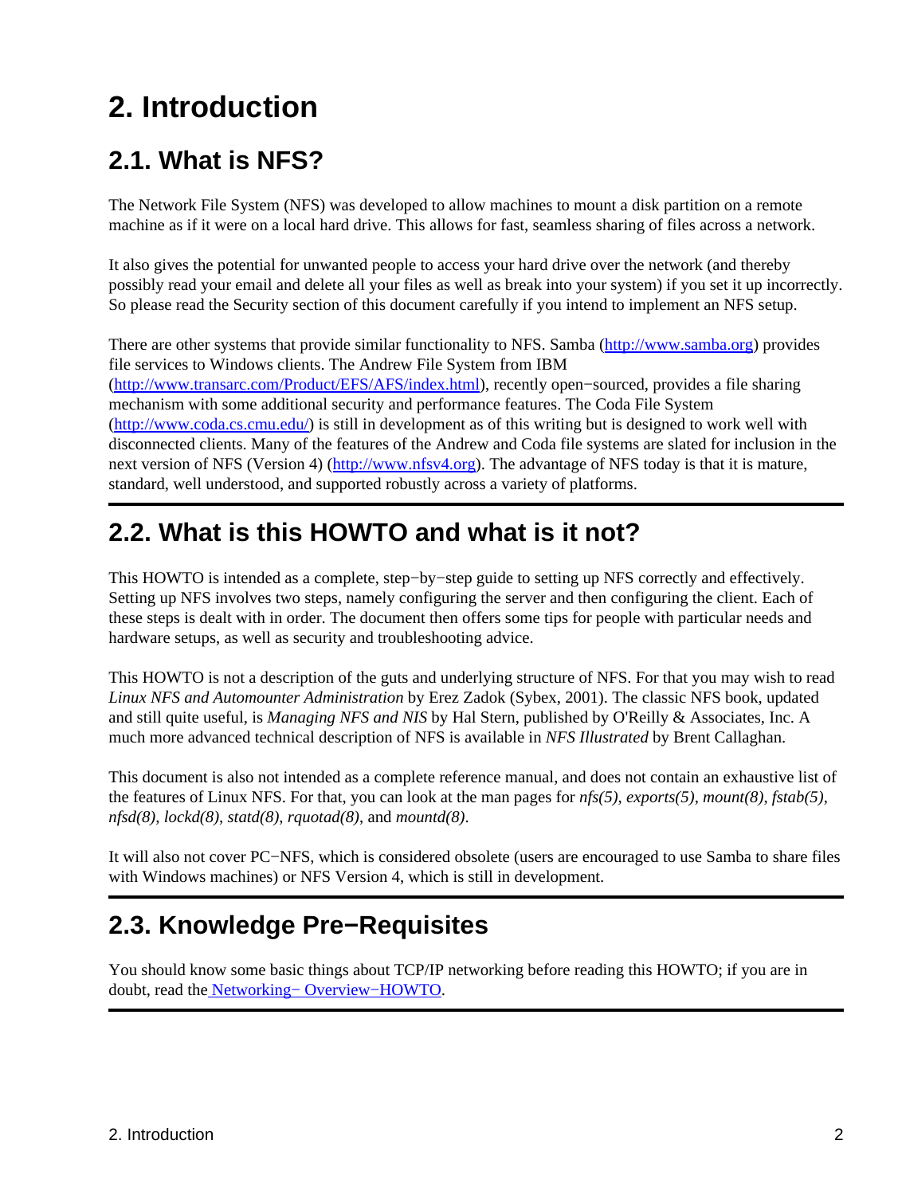# 2. Introduction

## 2.1. What is NFS?

The Network File System (NFS) was developed to allow machines to mount a disk partition on a remote machine as if it were on a local hard drive. This allows for fast, seamless sharing of files across a network.

It also gives the potential for unwanted people to access your hard drive over the network (and thereby possibly read your email and delete all your files as well as break into your system) if you set it up incorrectly. So please read the Security section of this document carefully if you intend to implement an NFS setup.

There are other systems that provide similar functionality to NFS. Samba (http://www.samba.org) provides file services to Windows clients. The Andrew File System from IBM (http://www.transarc.com/Product/EFS/AFS/index.html), recently open−sourced, provides a file sharing mechanism with some additional security and performance features. The Coda File System (http://www.coda.cs.cmu.edu/) is still in development as of this writing but is designed to work well with disconnected clients. Many of the features of the Andrew and Coda file systems are slated for inclusion in the next version of NFS (Version 4) (http://www.nfsv4.org). The advantage of NFS today is that it is mature, standard, well understood, and supported robustly across a variety of platforms.

## 2.2. What is this HOWTO and what is it not?

This HOWTO is intended as a complete, step−by−step guide to setting up NFS correctly and effectively. Setting up NFS involves two steps, namely configuring the server and then configuring the client. Each of these steps is dealt with in order. The document then offers some tips for people with particular needs and hardware setups, as well as security and troubleshooting advice.

This HOWTO is not a description of the guts and underlying structure of NFS. For that you may wish to read *Linux NFS and Automounter Administration* by Erez Zadok (Sybex, 2001). The classic NFS book, updated and still quite useful, is *Managing NFS and NIS* by Hal Stern, published by O'Reilly & Associates, Inc. A much more advanced technical description of NFS is available in *NFS Illustrated* by Brent Callaghan.

This document is also not intended as a complete reference manual, and does not contain an exhaustive list of the features of Linux NFS. For that, you can look at the man pages for *nfs(5)*, *exports(5)*, *mount(8)*, *fstab(5)*, *nfsd(8)*, *lockd(8)*, *statd(8)*, *rquotad(8)*, and *mountd(8)*.

It will also not cover PC−NFS, which is considered obsolete (users are encouraged to use Samba to share files with Windows machines) or NFS Version 4, which is still in development.

## 2.3. Knowledge Pre−Requisites

You should know some basic things about TCP/IP networking before reading this HOWTO; if you are in doubt, read the Networking− Overview−HOWTO.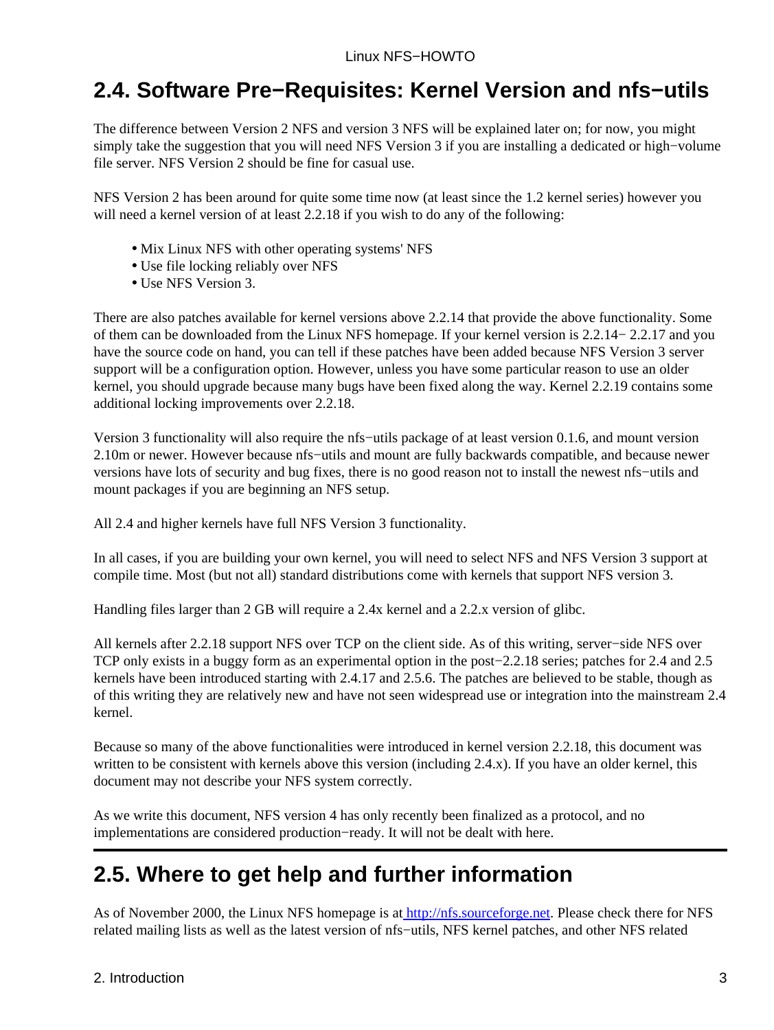## 2.4. Software Pre−Requisites: Kernel Version and nfs−utils

The difference between Version 2 NFS and version 3 NFS will be explained later on; for now, you might simply take the suggestion that you will need NFS Version 3 if you are installing a dedicated or high−volume file server. NFS Version 2 should be fine for casual use.

NFS Version 2 has been around for quite some time now (at least since the 1.2 kernel series) however you will need a kernel version of at least 2.2.18 if you wish to do any of the following:

- Mix Linux NFS with other operating systems' NFS
- Use file locking reliably over NFS
- Use NFS Version 3.

There are also patches available for kernel versions above 2.2.14 that provide the above functionality. Some of them can be downloaded from the Linux NFS homepage. If your kernel version is 2.2.14− 2.2.17 and you have the source code on hand, you can tell if these patches have been added because NFS Version 3 server support will be a configuration option. However, unless you have some particular reason to use an older kernel, you should upgrade because many bugs have been fixed along the way. Kernel 2.2.19 contains some additional locking improvements over 2.2.18.

Version 3 functionality will also require the nfs−utils package of at least version 0.1.6, and mount version 2.10m or newer. However because nfs−utils and mount are fully backwards compatible, and because newer versions have lots of security and bug fixes, there is no good reason not to install the newest nfs−utils and mount packages if you are beginning an NFS setup.

All 2.4 and higher kernels have full NFS Version 3 functionality.

In all cases, if you are building your own kernel, you will need to select NFS and NFS Version 3 support at compile time. Most (but not all) standard distributions come with kernels that support NFS version 3.

Handling files larger than 2 GB will require a 2.4x kernel and a 2.2.x version of glibc.

All kernels after 2.2.18 support NFS over TCP on the client side. As of this writing, server−side NFS over TCP only exists in a buggy form as an experimental option in the post−2.2.18 series; patches for 2.4 and 2.5 kernels have been introduced starting with 2.4.17 and 2.5.6. The patches are believed to be stable, though as of this writing they are relatively new and have not seen widespread use or integration into the mainstream 2.4 kernel.

Because so many of the above functionalities were introduced in kernel version 2.2.18, this document was written to be consistent with kernels above this version (including 2.4.x). If you have an older kernel, this document may not describe your NFS system correctly.

As we write this document, NFS version 4 has only recently been finalized as a protocol, and no implementations are considered production−ready. It will not be dealt with here.

## 2.5. Where to get help and further information

As of November 2000, the Linux NFS homepage is at [http://nfs.sourceforge.net](http://nfs.sourceforge.net). Please check there for NFS related mailing lists as well as the latest version of nfs−utils, NFS kernel patches, and other NFS related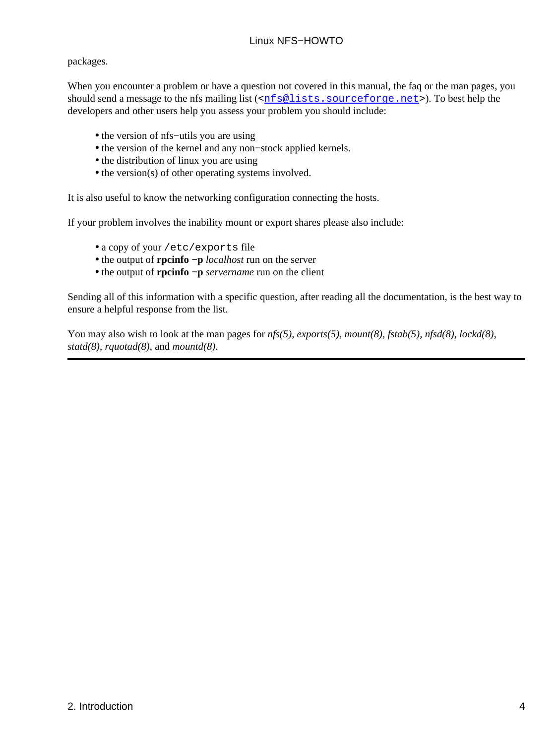packages.

When you encounter a problem or have a question not covered in this manual, the faq or the man pages, you should send a message to the nfs mailing list (<nfs@lists.sourceforge.net>). To best help the developers and other users help you assess your problem you should include:

- the version of nfs−utils you are using
- the version of the kernel and any non−stock applied kernels.
- the distribution of linux you are using
- the version(s) of other operating systems involved.

It is also useful to know the networking configuration connecting the hosts.

If your problem involves the inability mount or export shares please also include:

- a copy of your `/etc/exports` file
- the output of **rpcinfo −p** *localhost* run on the server
- the output of **rpcinfo −p** *servername* run on the client

Sending all of this information with a specific question, after reading all the documentation, is the best way to ensure a helpful response from the list.

You may also wish to look at the man pages for *nfs(5)*, *exports(5)*, *mount(8)*, *fstab(5)*, *nfsd(8)*, *lockd(8)*, *statd(8)*, *rquotad(8)*, and *mountd(8)*.

---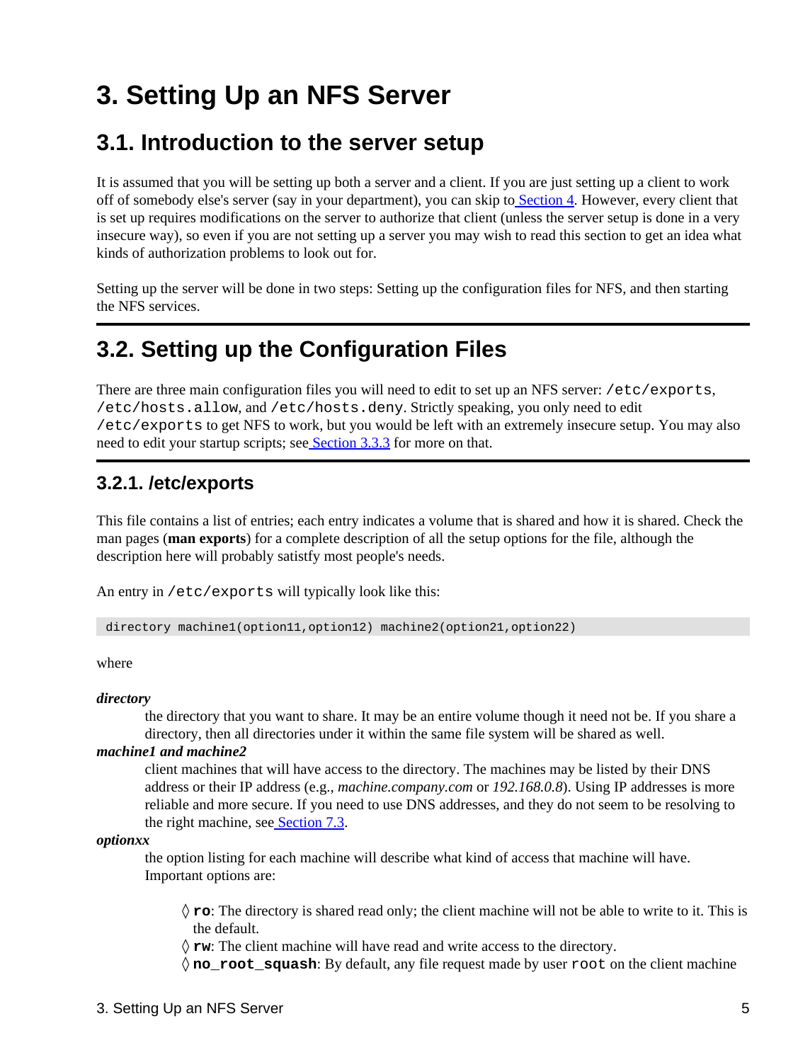# 3. Setting Up an NFS Server

## 3.1. Introduction to the server setup

It is assumed that you will be setting up both a server and a client. If you are just setting up a client to work off of somebody else's server (say in your department), you can skip to Section 4. However, every client that is set up requires modifications on the server to authorize that client (unless the server setup is done in a very insecure way), so even if you are not setting up a server you may wish to read this section to get an idea what kinds of authorization problems to look out for.

Setting up the server will be done in two steps: Setting up the configuration files for NFS, and then starting the NFS services.

## 3.2. Setting up the Configuration Files

There are three main configuration files you will need to edit to set up an NFS server: `/etc/exports`, `/etc/hosts.allow`, and `/etc/hosts.deny`. Strictly speaking, you only need to edit `/etc/exports` to get NFS to work, but you would be left with an extremely insecure setup. You may also need to edit your startup scripts; see Section 3.3.3 for more on that.

### 3.2.1. /etc/exports

This file contains a list of entries; each entry indicates a volume that is shared and how it is shared. Check the man pages (**man exports**) for a complete description of all the setup options for the file, although the description here will probably satistfy most people's needs.

An entry in `/etc/exports` will typically look like this:

```
directory machine1(option11,option12) machine2(option21,option22)
```

where

***directory***
: the directory that you want to share. It may be an entire volume though it need not be. If you share a directory, then all directories under it within the same file system will be shared as well.

***machine1 and machine2***
: client machines that will have access to the directory. The machines may be listed by their DNS address or their IP address (e.g., *machine.company.com* or *192.168.0.8*). Using IP addresses is more reliable and more secure. If you need to use DNS addresses, and they do not seem to be resolving to the right machine, see Section 7.3.

***optionxx***
: the option listing for each machine will describe what kind of access that machine will have. Important options are:

  - **`ro`**: The directory is shared read only; the client machine will not be able to write to it. This is the default.
  - **`rw`**: The client machine will have read and write access to the directory.
  - **`no_root_squash`**: By default, any file request made by user `root` on the client machine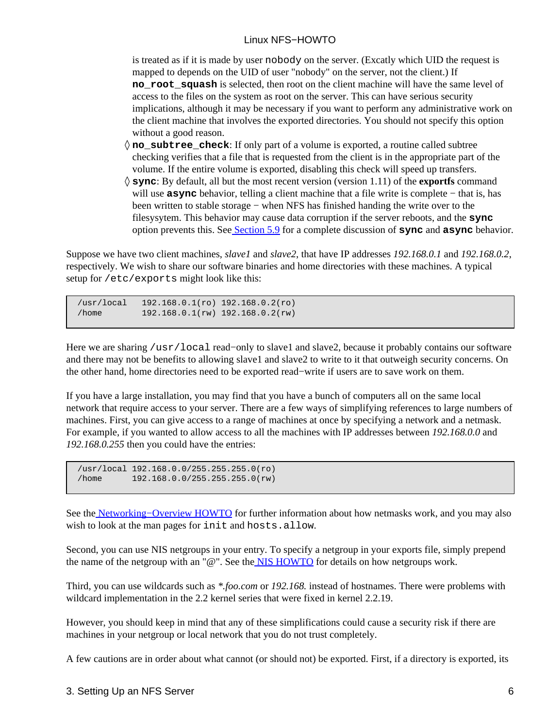is treated as if it is made by user `nobody` on the server. (Excatly which UID the request is mapped to depends on the UID of user "nobody" on the server, not the client.) If **`no_root_squash`** is selected, then root on the client machine will have the same level of access to the files on the system as root on the server. This can have serious security implications, although it may be necessary if you want to perform any administrative work on the client machine that involves the exported directories. You should not specify this option without a good reason.

- **`no_subtree_check`**: If only part of a volume is exported, a routine called subtree checking verifies that a file that is requested from the client is in the appropriate part of the volume. If the entire volume is exported, disabling this check will speed up transfers.
- **`sync`**: By default, all but the most recent version (version 1.11) of the **exportfs** command will use **`async`** behavior, telling a client machine that a file write is complete − that is, has been written to stable storage − when NFS has finished handing the write over to the filesysytem. This behavior may cause data corruption if the server reboots, and the **`sync`** option prevents this. See [Section 5.9](#) for a complete discussion of **`sync`** and **`async`** behavior.

Suppose we have two client machines, *slave1* and *slave2*, that have IP addresses *192.168.0.1* and *192.168.0.2*, respectively. We wish to share our software binaries and home directories with these machines. A typical setup for `/etc/exports` might look like this:

```
/usr/local   192.168.0.1(ro) 192.168.0.2(ro)
/home        192.168.0.1(rw) 192.168.0.2(rw)
```

Here we are sharing `/usr/local` read−only to slave1 and slave2, because it probably contains our software and there may not be benefits to allowing slave1 and slave2 to write to it that outweigh security concerns. On the other hand, home directories need to be exported read−write if users are to save work on them.

If you have a large installation, you may find that you have a bunch of computers all on the same local network that require access to your server. There are a few ways of simplifying references to large numbers of machines. First, you can give access to a range of machines at once by specifying a network and a netmask. For example, if you wanted to allow access to all the machines with IP addresses between *192.168.0.0* and *192.168.0.255* then you could have the entries:

```
/usr/local 192.168.0.0/255.255.255.0(ro)
/home      192.168.0.0/255.255.255.0(rw)
```

See the [Networking−Overview HOWTO](#) for further information about how netmasks work, and you may also wish to look at the man pages for `init` and `hosts.allow`.

Second, you can use NIS netgroups in your entry. To specify a netgroup in your exports file, simply prepend the name of the netgroup with an "@". See the [NIS HOWTO](#) for details on how netgroups work.

Third, you can use wildcards such as *\*.foo.com* or *192.168.* instead of hostnames. There were problems with wildcard implementation in the 2.2 kernel series that were fixed in kernel 2.2.19.

However, you should keep in mind that any of these simplifications could cause a security risk if there are machines in your netgroup or local network that you do not trust completely.

A few cautions are in order about what cannot (or should not) be exported. First, if a directory is exported, its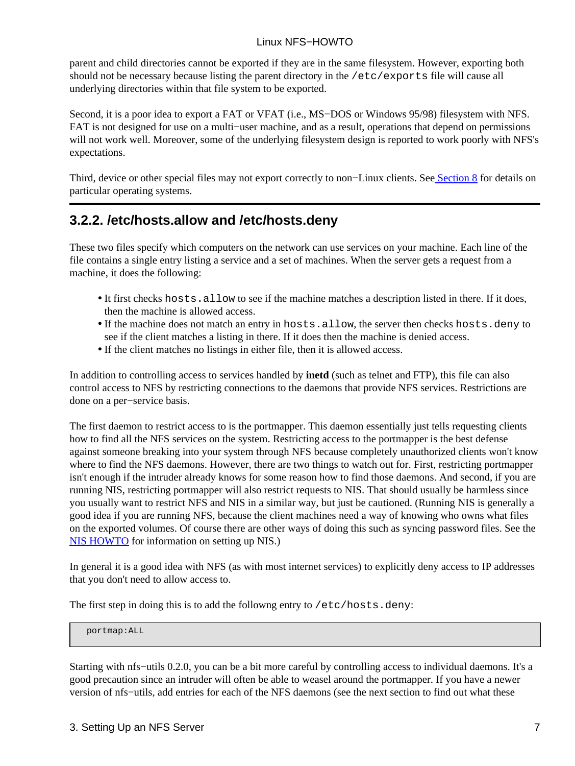parent and child directories cannot be exported if they are in the same filesystem. However, exporting both should not be necessary because listing the parent directory in the `/etc/exports` file will cause all underlying directories within that file system to be exported.

Second, it is a poor idea to export a FAT or VFAT (i.e., MS−DOS or Windows 95/98) filesystem with NFS. FAT is not designed for use on a multi−user machine, and as a result, operations that depend on permissions will not work well. Moreover, some of the underlying filesystem design is reported to work poorly with NFS's expectations.

Third, device or other special files may not export correctly to non−Linux clients. See Section 8 for details on particular operating systems.

### 3.2.2. /etc/hosts.allow and /etc/hosts.deny

These two files specify which computers on the network can use services on your machine. Each line of the file contains a single entry listing a service and a set of machines. When the server gets a request from a machine, it does the following:

- It first checks `hosts.allow` to see if the machine matches a description listed in there. If it does, then the machine is allowed access.
- If the machine does not match an entry in `hosts.allow`, the server then checks `hosts.deny` to see if the client matches a listing in there. If it does then the machine is denied access.
- If the client matches no listings in either file, then it is allowed access.

In addition to controlling access to services handled by **inetd** (such as telnet and FTP), this file can also control access to NFS by restricting connections to the daemons that provide NFS services. Restrictions are done on a per−service basis.

The first daemon to restrict access to is the portmapper. This daemon essentially just tells requesting clients how to find all the NFS services on the system. Restricting access to the portmapper is the best defense against someone breaking into your system through NFS because completely unauthorized clients won't know where to find the NFS daemons. However, there are two things to watch out for. First, restricting portmapper isn't enough if the intruder already knows for some reason how to find those daemons. And second, if you are running NIS, restricting portmapper will also restrict requests to NIS. That should usually be harmless since you usually want to restrict NFS and NIS in a similar way, but just be cautioned. (Running NIS is generally a good idea if you are running NFS, because the client machines need a way of knowing who owns what files on the exported volumes. Of course there are other ways of doing this such as syncing password files. See the NIS HOWTO for information on setting up NIS.)

In general it is a good idea with NFS (as with most internet services) to explicitly deny access to IP addresses that you don't need to allow access to.

The first step in doing this is to add the followng entry to `/etc/hosts.deny`:

```
portmap:ALL
```

Starting with nfs−utils 0.2.0, you can be a bit more careful by controlling access to individual daemons. It's a good precaution since an intruder will often be able to weasel around the portmapper. If you have a newer version of nfs−utils, add entries for each of the NFS daemons (see the next section to find out what these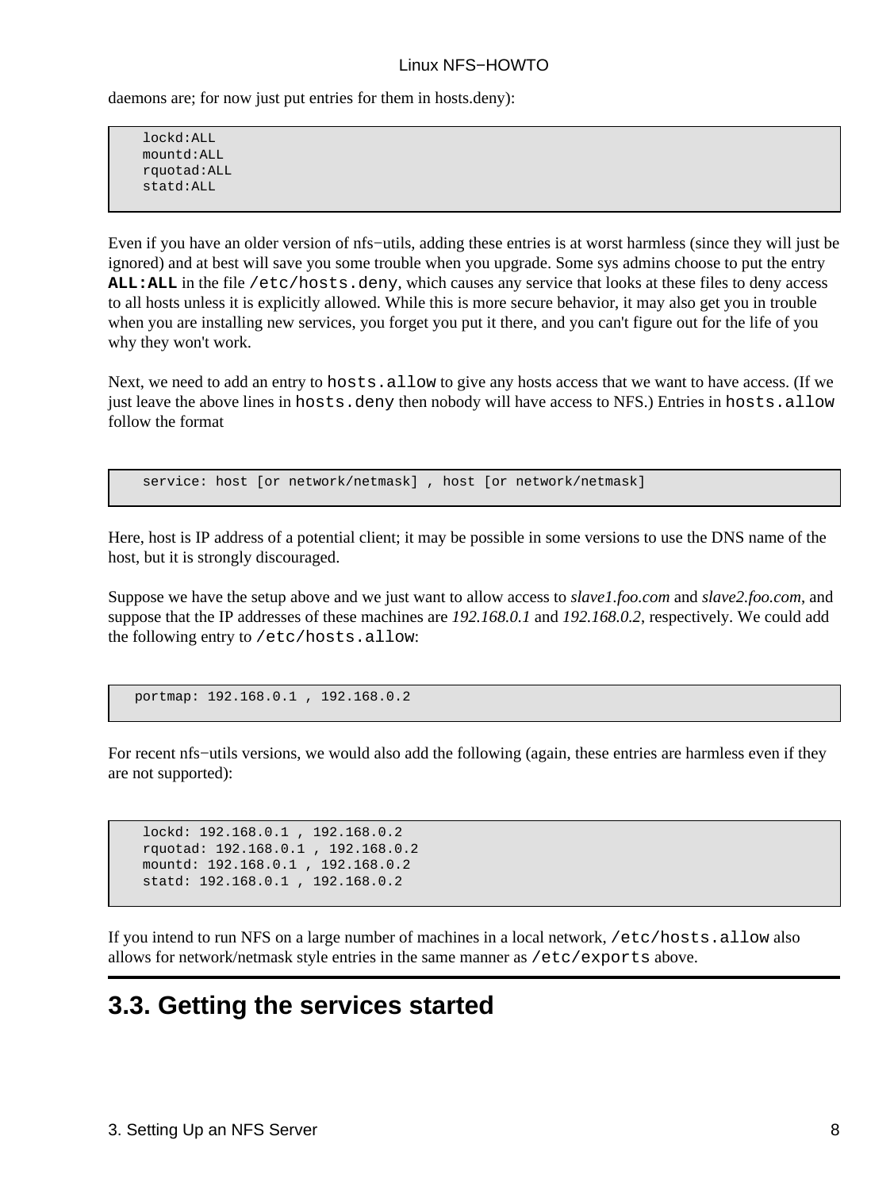daemons are; for now just put entries for them in hosts.deny):

```
   lockd:ALL
   mountd:ALL
   rquotad:ALL
   statd:ALL
```

Even if you have an older version of nfs−utils, adding these entries is at worst harmless (since they will just be ignored) and at best will save you some trouble when you upgrade. Some sys admins choose to put the entry **`ALL:ALL`** in the file `/etc/hosts.deny`, which causes any service that looks at these files to deny access to all hosts unless it is explicitly allowed. While this is more secure behavior, it may also get you in trouble when you are installing new services, you forget you put it there, and you can't figure out for the life of you why they won't work.

Next, we need to add an entry to `hosts.allow` to give any hosts access that we want to have access. (If we just leave the above lines in `hosts.deny` then nobody will have access to NFS.) Entries in `hosts.allow` follow the format

```
   service: host [or network/netmask] , host [or network/netmask]
```

Here, host is IP address of a potential client; it may be possible in some versions to use the DNS name of the host, but it is strongly discouraged.

Suppose we have the setup above and we just want to allow access to *slave1.foo.com* and *slave2.foo.com*, and suppose that the IP addresses of these machines are *192.168.0.1* and *192.168.0.2*, respectively. We could add the following entry to `/etc/hosts.allow`:

```
  portmap: 192.168.0.1 , 192.168.0.2
```

For recent nfs−utils versions, we would also add the following (again, these entries are harmless even if they are not supported):

```
   lockd: 192.168.0.1 , 192.168.0.2
   rquotad: 192.168.0.1 , 192.168.0.2
   mountd: 192.168.0.1 , 192.168.0.2
   statd: 192.168.0.1 , 192.168.0.2
```

If you intend to run NFS on a large number of machines in a local network, `/etc/hosts.allow` also allows for network/netmask style entries in the same manner as `/etc/exports` above.

## 3.3. Getting the services started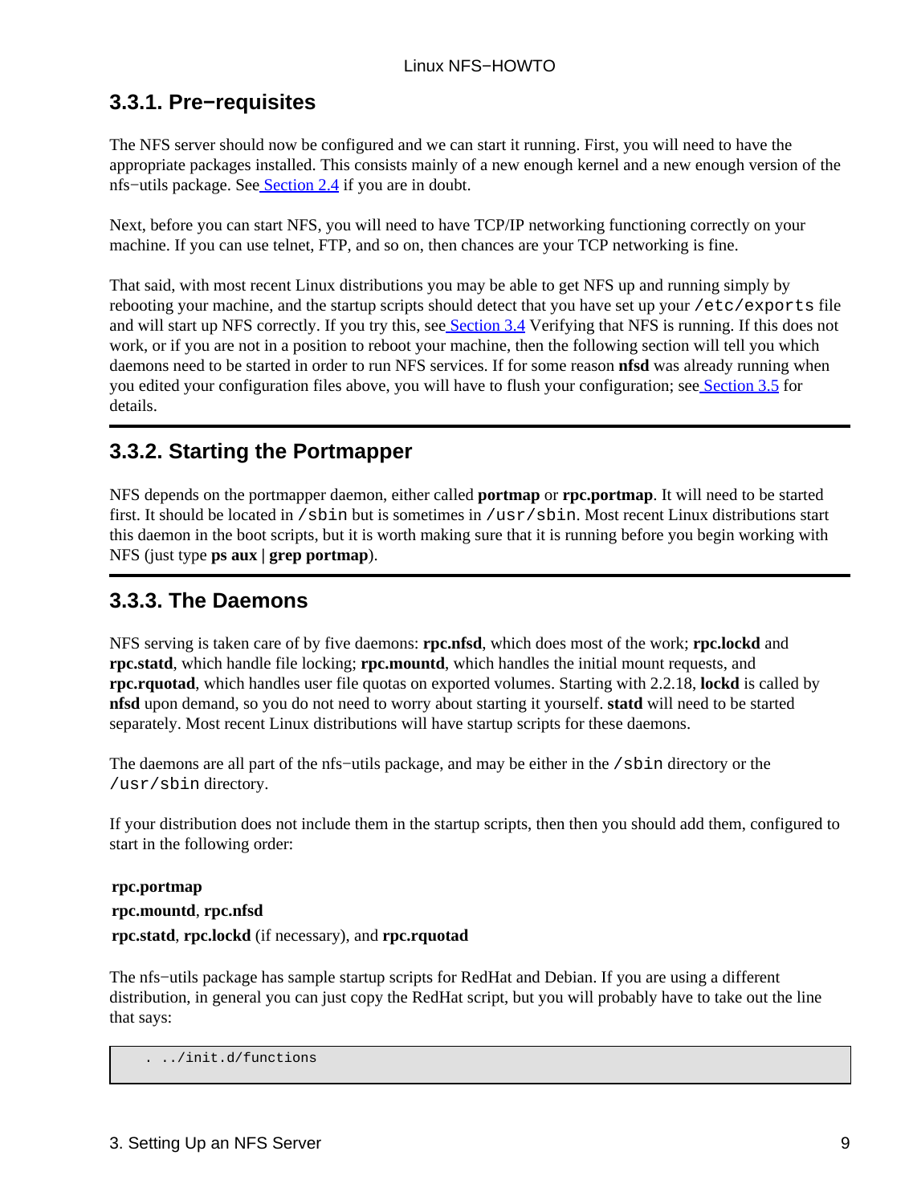### 3.3.1. Pre−requisites

The NFS server should now be configured and we can start it running. First, you will need to have the appropriate packages installed. This consists mainly of a new enough kernel and a new enough version of the nfs−utils package. See Section 2.4 if you are in doubt.

Next, before you can start NFS, you will need to have TCP/IP networking functioning correctly on your machine. If you can use telnet, FTP, and so on, then chances are your TCP networking is fine.

That said, with most recent Linux distributions you may be able to get NFS up and running simply by rebooting your machine, and the startup scripts should detect that you have set up your `/etc/exports` file and will start up NFS correctly. If you try this, see Section 3.4 Verifying that NFS is running. If this does not work, or if you are not in a position to reboot your machine, then the following section will tell you which daemons need to be started in order to run NFS services. If for some reason **nfsd** was already running when you edited your configuration files above, you will have to flush your configuration; see Section 3.5 for details.

### 3.3.2. Starting the Portmapper

NFS depends on the portmapper daemon, either called **portmap** or **rpc.portmap**. It will need to be started first. It should be located in `/sbin` but is sometimes in `/usr/sbin`. Most recent Linux distributions start this daemon in the boot scripts, but it is worth making sure that it is running before you begin working with NFS (just type **ps aux | grep portmap**).

### 3.3.3. The Daemons

NFS serving is taken care of by five daemons: **rpc.nfsd**, which does most of the work; **rpc.lockd** and **rpc.statd**, which handle file locking; **rpc.mountd**, which handles the initial mount requests, and **rpc.rquotad**, which handles user file quotas on exported volumes. Starting with 2.2.18, **lockd** is called by **nfsd** upon demand, so you do not need to worry about starting it yourself. **statd** will need to be started separately. Most recent Linux distributions will have startup scripts for these daemons.

The daemons are all part of the nfs−utils package, and may be either in the `/sbin` directory or the `/usr/sbin` directory.

If your distribution does not include them in the startup scripts, then then you should add them, configured to start in the following order:

**rpc.portmap**  
**rpc.mountd**, **rpc.nfsd**  
**rpc.statd**, **rpc.lockd** (if necessary), and **rpc.rquotad**

The nfs−utils package has sample startup scripts for RedHat and Debian. If you are using a different distribution, in general you can just copy the RedHat script, but you will probably have to take out the line that says:

```
   . ../init.d/functions
```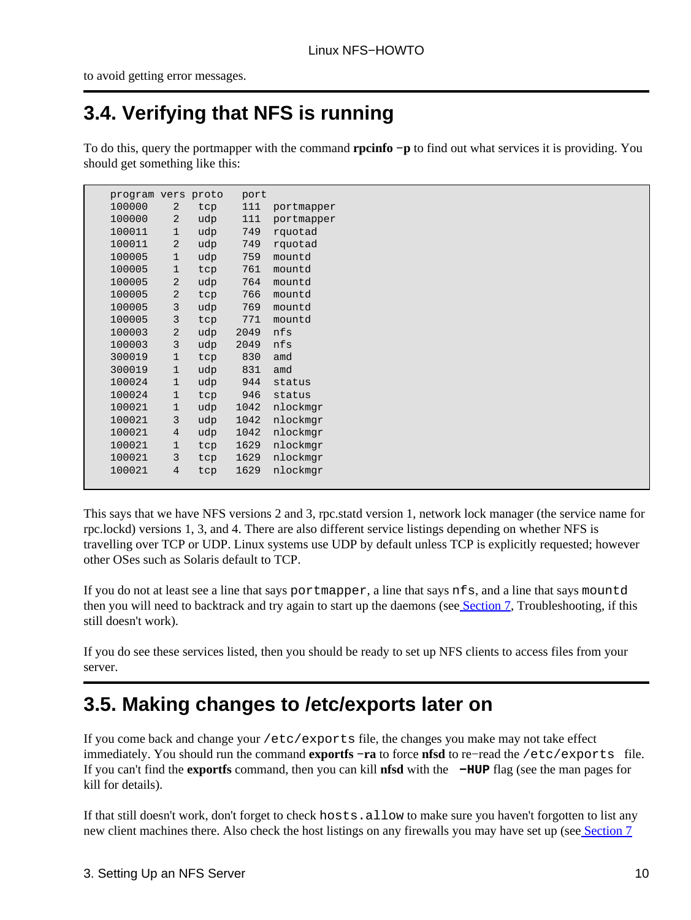to avoid getting error messages.

## 3.4. Verifying that NFS is running

To do this, query the portmapper with the command **rpcinfo −p** to find out what services it is providing. You should get something like this:

```
program vers proto   port
 100000    2   tcp    111  portmapper
 100000    2   udp    111  portmapper
 100011    1   udp    749  rquotad
 100011    2   udp    749  rquotad
 100005    1   udp    759  mountd
 100005    1   tcp    761  mountd
 100005    2   udp    764  mountd
 100005    2   tcp    766  mountd
 100005    3   udp    769  mountd
 100005    3   tcp    771  mountd
 100003    2   udp   2049  nfs
 100003    3   udp   2049  nfs
 300019    1   tcp    830  amd
 300019    1   udp    831  amd
 100024    1   udp    944  status
 100024    1   tcp    946  status
 100021    1   udp   1042  nlockmgr
 100021    3   udp   1042  nlockmgr
 100021    4   udp   1042  nlockmgr
 100021    1   tcp   1629  nlockmgr
 100021    3   tcp   1629  nlockmgr
 100021    4   tcp   1629  nlockmgr
```

This says that we have NFS versions 2 and 3, rpc.statd version 1, network lock manager (the service name for rpc.lockd) versions 1, 3, and 4. There are also different service listings depending on whether NFS is travelling over TCP or UDP. Linux systems use UDP by default unless TCP is explicitly requested; however other OSes such as Solaris default to TCP.

If you do not at least see a line that says `portmapper`, a line that says `nfs`, and a line that says `mountd` then you will need to backtrack and try again to start up the daemons (see Section 7, Troubleshooting, if this still doesn't work).

If you do see these services listed, then you should be ready to set up NFS clients to access files from your server.

## 3.5. Making changes to /etc/exports later on

If you come back and change your `/etc/exports` file, the changes you make may not take effect immediately. You should run the command **exportfs −ra** to force **nfsd** to re−read the `/etc/exports` file. If you can't find the **exportfs** command, then you can kill **nfsd** with the **-HUP** flag (see the man pages for kill for details).

If that still doesn't work, don't forget to check `hosts.allow` to make sure you haven't forgotten to list any new client machines there. Also check the host listings on any firewalls you may have set up (see Section 7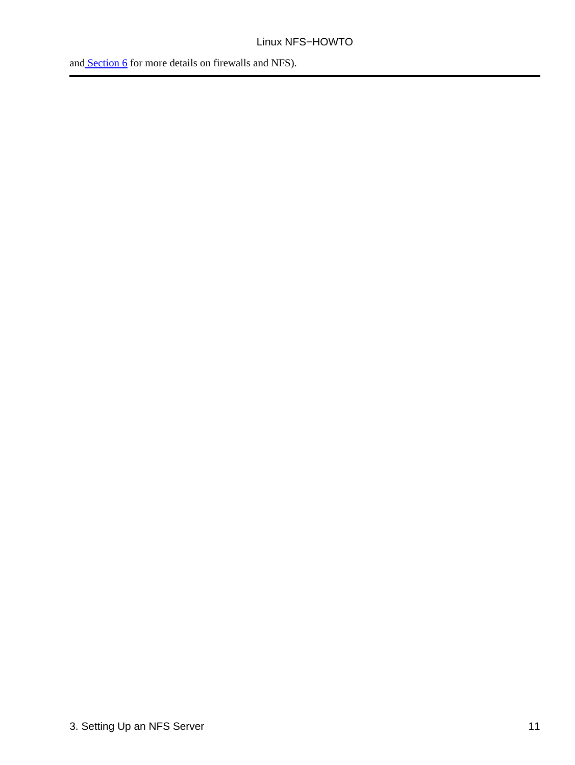and Section 6 for more details on firewalls and NFS).

---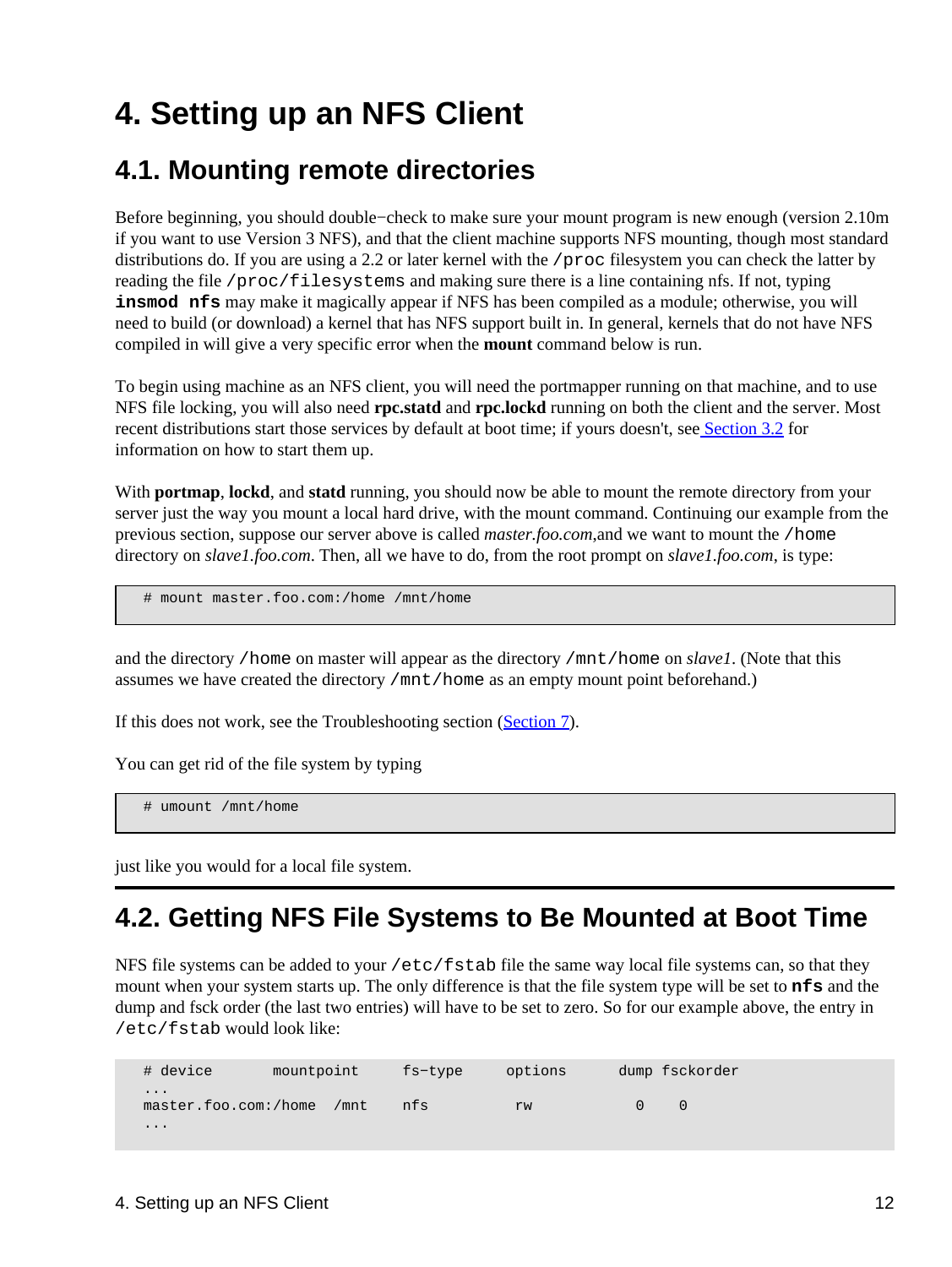# 4. Setting up an NFS Client

## 4.1. Mounting remote directories

Before beginning, you should double−check to make sure your mount program is new enough (version 2.10m if you want to use Version 3 NFS), and that the client machine supports NFS mounting, though most standard distributions do. If you are using a 2.2 or later kernel with the `/proc` filesystem you can check the latter by reading the file `/proc/filesystems` and making sure there is a line containing nfs. If not, typing **`insmod nfs`** may make it magically appear if NFS has been compiled as a module; otherwise, you will need to build (or download) a kernel that has NFS support built in. In general, kernels that do not have NFS compiled in will give a very specific error when the **mount** command below is run.

To begin using machine as an NFS client, you will need the portmapper running on that machine, and to use NFS file locking, you will also need **rpc.statd** and **rpc.lockd** running on both the client and the server. Most recent distributions start those services by default at boot time; if yours doesn't, see Section 3.2 for information on how to start them up.

With **portmap**, **lockd**, and **statd** running, you should now be able to mount the remote directory from your server just the way you mount a local hard drive, with the mount command. Continuing our example from the previous section, suppose our server above is called *master.foo.com*,and we want to mount the `/home` directory on *slave1.foo.com*. Then, all we have to do, from the root prompt on *slave1.foo.com*, is type:

```
# mount master.foo.com:/home /mnt/home
```

and the directory `/home` on master will appear as the directory `/mnt/home` on *slave1*. (Note that this assumes we have created the directory `/mnt/home` as an empty mount point beforehand.)

If this does not work, see the Troubleshooting section (Section 7).

You can get rid of the file system by typing

```
# umount /mnt/home
```

just like you would for a local file system.

## 4.2. Getting NFS File Systems to Be Mounted at Boot Time

NFS file systems can be added to your `/etc/fstab` file the same way local file systems can, so that they mount when your system starts up. The only difference is that the file system type will be set to **`nfs`** and the dump and fsck order (the last two entries) will have to be set to zero. So for our example above, the entry in `/etc/fstab` would look like:

```
# device       mountpoint     fs−type     options      dump fsckorder
...
master.foo.com:/home  /mnt    nfs          rw            0    0
...
```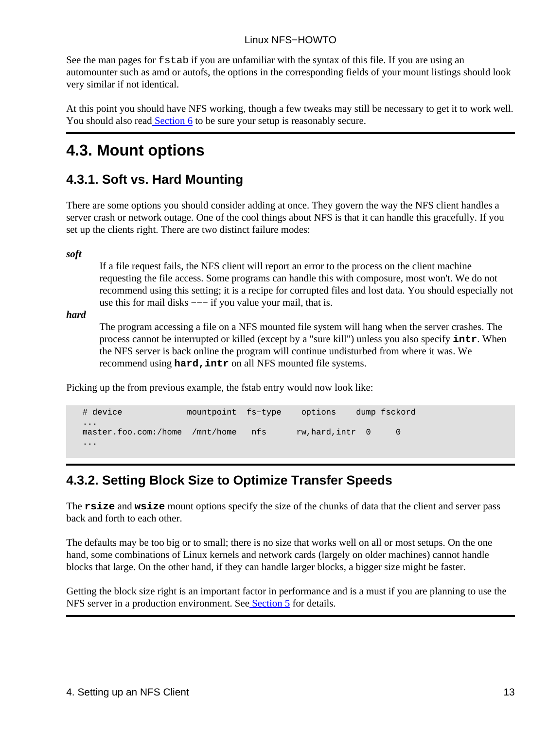See the man pages for `fstab` if you are unfamiliar with the syntax of this file. If you are using an automounter such as amd or autofs, the options in the corresponding fields of your mount listings should look very similar if not identical.

At this point you should have NFS working, though a few tweaks may still be necessary to get it to work well. You should also read Section 6 to be sure your setup is reasonably secure.

## 4.3. Mount options

### 4.3.1. Soft vs. Hard Mounting

There are some options you should consider adding at once. They govern the way the NFS client handles a server crash or network outage. One of the cool things about NFS is that it can handle this gracefully. If you set up the clients right. There are two distinct failure modes:

***soft***

If a file request fails, the NFS client will report an error to the process on the client machine requesting the file access. Some programs can handle this with composure, most won't. We do not recommend using this setting; it is a recipe for corrupted files and lost data. You should especially not use this for mail disks −−− if you value your mail, that is.

***hard***

The program accessing a file on a NFS mounted file system will hang when the server crashes. The process cannot be interrupted or killed (except by a "sure kill") unless you also specify **`intr`**. When the NFS server is back online the program will continue undisturbed from where it was. We recommend using **`hard,intr`** on all NFS mounted file systems.

Picking up the from previous example, the fstab entry would now look like:

```
# device             mountpoint  fs−type    options    dump fsckord
...
master.foo.com:/home  /mnt/home   nfs      rw,hard,intr  0     0
...
```

### 4.3.2. Setting Block Size to Optimize Transfer Speeds

The **`rsize`** and **`wsize`** mount options specify the size of the chunks of data that the client and server pass back and forth to each other.

The defaults may be too big or to small; there is no size that works well on all or most setups. On the one hand, some combinations of Linux kernels and network cards (largely on older machines) cannot handle blocks that large. On the other hand, if they can handle larger blocks, a bigger size might be faster.

Getting the block size right is an important factor in performance and is a must if you are planning to use the NFS server in a production environment. See Section 5 for details.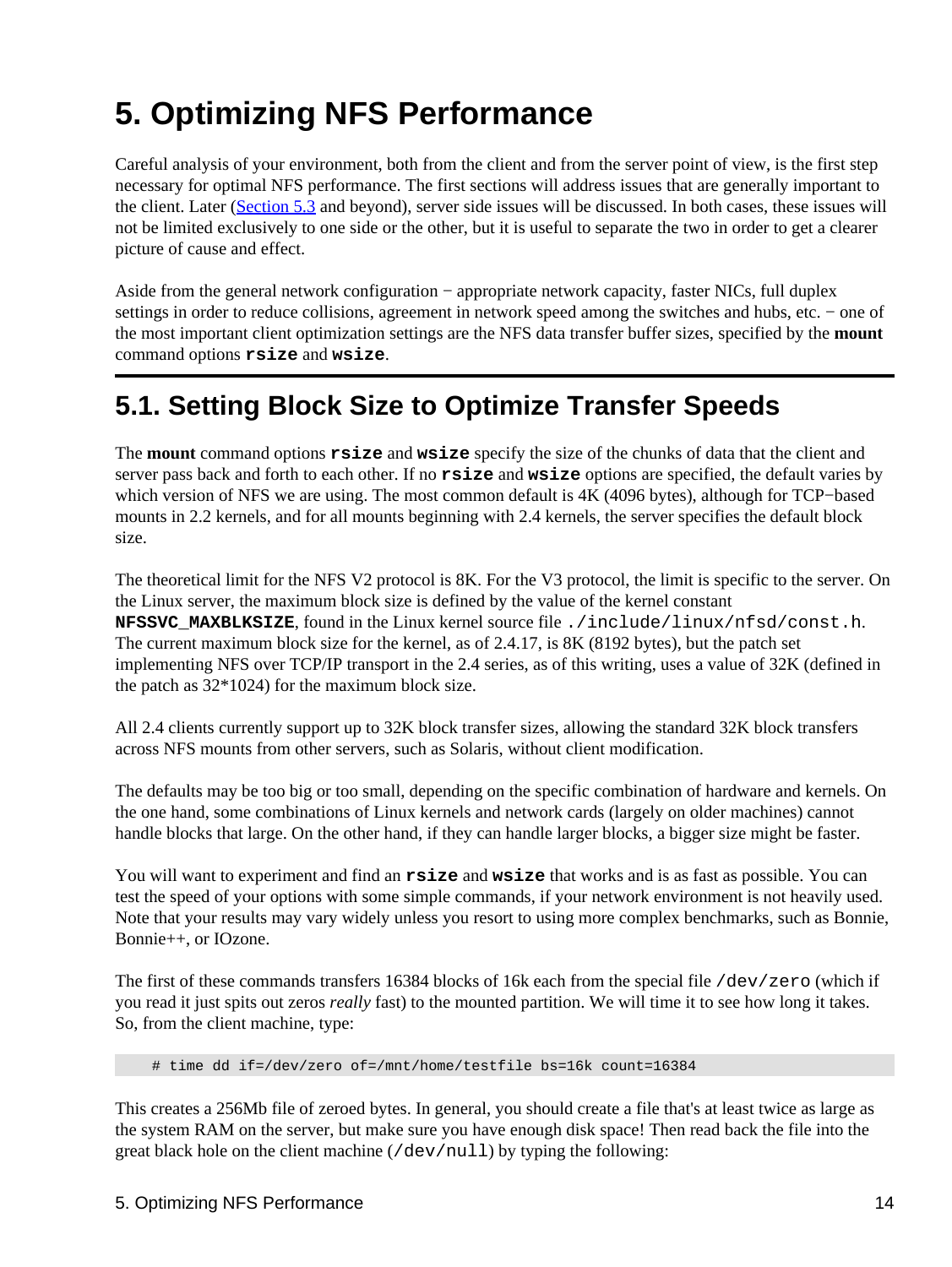# 5. Optimizing NFS Performance

Careful analysis of your environment, both from the client and from the server point of view, is the first step necessary for optimal NFS performance. The first sections will address issues that are generally important to the client. Later (Section 5.3 and beyond), server side issues will be discussed. In both cases, these issues will not be limited exclusively to one side or the other, but it is useful to separate the two in order to get a clearer picture of cause and effect.

Aside from the general network configuration − appropriate network capacity, faster NICs, full duplex settings in order to reduce collisions, agreement in network speed among the switches and hubs, etc. − one of the most important client optimization settings are the NFS data transfer buffer sizes, specified by the **mount** command options **`rsize`** and **`wsize`**.

## 5.1. Setting Block Size to Optimize Transfer Speeds

The **mount** command options **`rsize`** and **`wsize`** specify the size of the chunks of data that the client and server pass back and forth to each other. If no **`rsize`** and **`wsize`** options are specified, the default varies by which version of NFS we are using. The most common default is 4K (4096 bytes), although for TCP−based mounts in 2.2 kernels, and for all mounts beginning with 2.4 kernels, the server specifies the default block size.

The theoretical limit for the NFS V2 protocol is 8K. For the V3 protocol, the limit is specific to the server. On the Linux server, the maximum block size is defined by the value of the kernel constant **`NFSSVC_MAXBLKSIZE`**, found in the Linux kernel source file `./include/linux/nfsd/const.h`. The current maximum block size for the kernel, as of 2.4.17, is 8K (8192 bytes), but the patch set implementing NFS over TCP/IP transport in the 2.4 series, as of this writing, uses a value of 32K (defined in the patch as 32*1024) for the maximum block size.

All 2.4 clients currently support up to 32K block transfer sizes, allowing the standard 32K block transfers across NFS mounts from other servers, such as Solaris, without client modification.

The defaults may be too big or too small, depending on the specific combination of hardware and kernels. On the one hand, some combinations of Linux kernels and network cards (largely on older machines) cannot handle blocks that large. On the other hand, if they can handle larger blocks, a bigger size might be faster.

You will want to experiment and find an **`rsize`** and **`wsize`** that works and is as fast as possible. You can test the speed of your options with some simple commands, if your network environment is not heavily used. Note that your results may vary widely unless you resort to using more complex benchmarks, such as Bonnie, Bonnie++, or IOzone.

The first of these commands transfers 16384 blocks of 16k each from the special file `/dev/zero` (which if you read it just spits out zeros *really* fast) to the mounted partition. We will time it to see how long it takes. So, from the client machine, type:

```
# time dd if=/dev/zero of=/mnt/home/testfile bs=16k count=16384
```

This creates a 256Mb file of zeroed bytes. In general, you should create a file that's at least twice as large as the system RAM on the server, but make sure you have enough disk space! Then read back the file into the great black hole on the client machine (`/dev/null`) by typing the following: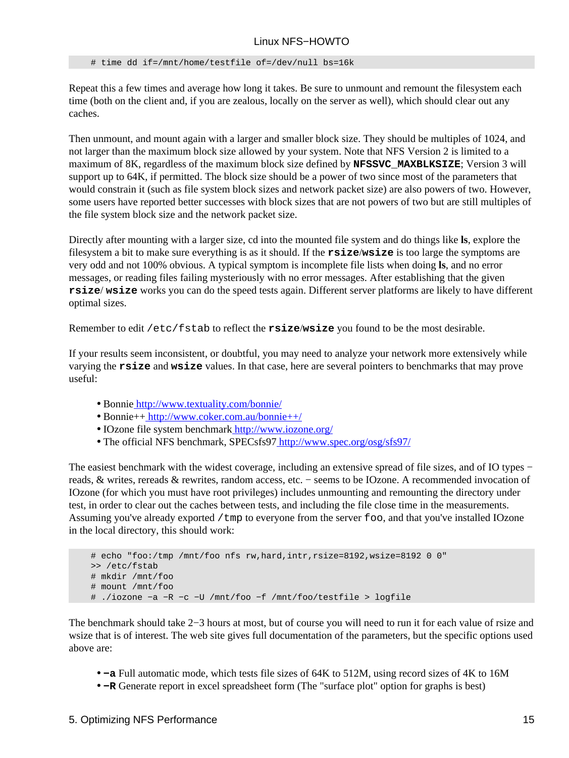```
# time dd if=/mnt/home/testfile of=/dev/null bs=16k
```

Repeat this a few times and average how long it takes. Be sure to unmount and remount the filesystem each time (both on the client and, if you are zealous, locally on the server as well), which should clear out any caches.

Then unmount, and mount again with a larger and smaller block size. They should be multiples of 1024, and not larger than the maximum block size allowed by your system. Note that NFS Version 2 is limited to a maximum of 8K, regardless of the maximum block size defined by **`NFSSVC_MAXBLKSIZE`**; Version 3 will support up to 64K, if permitted. The block size should be a power of two since most of the parameters that would constrain it (such as file system block sizes and network packet size) are also powers of two. However, some users have reported better successes with block sizes that are not powers of two but are still multiples of the file system block size and the network packet size.

Directly after mounting with a larger size, cd into the mounted file system and do things like **ls**, explore the filesystem a bit to make sure everything is as it should. If the **`rsize`**/**`wsize`** is too large the symptoms are very odd and not 100% obvious. A typical symptom is incomplete file lists when doing **ls**, and no error messages, or reading files failing mysteriously with no error messages. After establishing that the given **`rsize`**/ **`wsize`** works you can do the speed tests again. Different server platforms are likely to have different optimal sizes.

Remember to edit `/etc/fstab` to reflect the **`rsize`**/**`wsize`** you found to be the most desirable.

If your results seem inconsistent, or doubtful, you may need to analyze your network more extensively while varying the **`rsize`** and **`wsize`** values. In that case, here are several pointers to benchmarks that may prove useful:

- Bonnie http://www.textuality.com/bonnie/
- Bonnie++ http://www.coker.com.au/bonnie++/
- IOzone file system benchmark http://www.iozone.org/
- The official NFS benchmark, SPECsfs97 http://www.spec.org/osg/sfs97/

The easiest benchmark with the widest coverage, including an extensive spread of file sizes, and of IO types − reads, & writes, rereads & rewrites, random access, etc. − seems to be IOzone. A recommended invocation of IOzone (for which you must have root privileges) includes unmounting and remounting the directory under test, in order to clear out the caches between tests, and including the file close time in the measurements. Assuming you've already exported `/tmp` to everyone from the server `foo`, and that you've installed IOzone in the local directory, this should work:

```
# echo "foo:/tmp /mnt/foo nfs rw,hard,intr,rsize=8192,wsize=8192 0 0"
>> /etc/fstab
# mkdir /mnt/foo
# mount /mnt/foo
# ./iozone −a −R −c −U /mnt/foo −f /mnt/foo/testfile > logfile
```

The benchmark should take 2−3 hours at most, but of course you will need to run it for each value of rsize and wsize that is of interest. The web site gives full documentation of the parameters, but the specific options used above are:

- **−a** Full automatic mode, which tests file sizes of 64K to 512M, using record sizes of 4K to 16M
- **−R** Generate report in excel spreadsheet form (The "surface plot" option for graphs is best)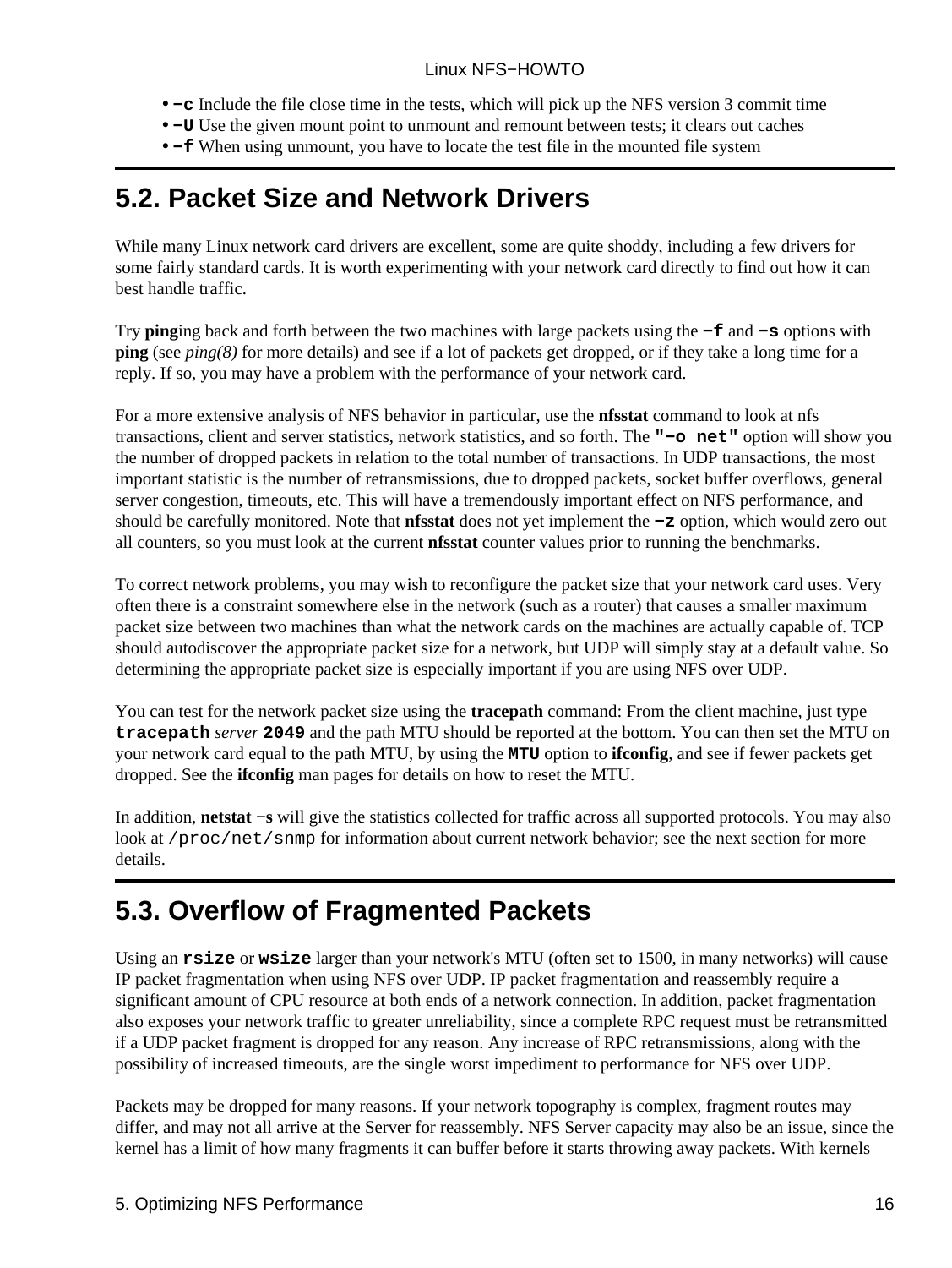- **−c** Include the file close time in the tests, which will pick up the NFS version 3 commit time
- **−U** Use the given mount point to unmount and remount between tests; it clears out caches
- **−f** When using unmount, you have to locate the test file in the mounted file system

## 5.2. Packet Size and Network Drivers

While many Linux network card drivers are excellent, some are quite shoddy, including a few drivers for some fairly standard cards. It is worth experimenting with your network card directly to find out how it can best handle traffic.

Try **ping**ing back and forth between the two machines with large packets using the **−f** and **−s** options with **ping** (see *ping(8)* for more details) and see if a lot of packets get dropped, or if they take a long time for a reply. If so, you may have a problem with the performance of your network card.

For a more extensive analysis of NFS behavior in particular, use the **nfsstat** command to look at nfs transactions, client and server statistics, network statistics, and so forth. The **"−o net"** option will show you the number of dropped packets in relation to the total number of transactions. In UDP transactions, the most important statistic is the number of retransmissions, due to dropped packets, socket buffer overflows, general server congestion, timeouts, etc. This will have a tremendously important effect on NFS performance, and should be carefully monitored. Note that **nfsstat** does not yet implement the **−z** option, which would zero out all counters, so you must look at the current **nfsstat** counter values prior to running the benchmarks.

To correct network problems, you may wish to reconfigure the packet size that your network card uses. Very often there is a constraint somewhere else in the network (such as a router) that causes a smaller maximum packet size between two machines than what the network cards on the machines are actually capable of. TCP should autodiscover the appropriate packet size for a network, but UDP will simply stay at a default value. So determining the appropriate packet size is especially important if you are using NFS over UDP.

You can test for the network packet size using the **tracepath** command: From the client machine, just type **tracepath** *server* **2049** and the path MTU should be reported at the bottom. You can then set the MTU on your network card equal to the path MTU, by using the **MTU** option to **ifconfig**, and see if fewer packets get dropped. See the **ifconfig** man pages for details on how to reset the MTU.

In addition, **netstat −s** will give the statistics collected for traffic across all supported protocols. You may also look at `/proc/net/snmp` for information about current network behavior; see the next section for more details.

## 5.3. Overflow of Fragmented Packets

Using an **rsize** or **wsize** larger than your network's MTU (often set to 1500, in many networks) will cause IP packet fragmentation when using NFS over UDP. IP packet fragmentation and reassembly require a significant amount of CPU resource at both ends of a network connection. In addition, packet fragmentation also exposes your network traffic to greater unreliability, since a complete RPC request must be retransmitted if a UDP packet fragment is dropped for any reason. Any increase of RPC retransmissions, along with the possibility of increased timeouts, are the single worst impediment to performance for NFS over UDP.

Packets may be dropped for many reasons. If your network topography is complex, fragment routes may differ, and may not all arrive at the Server for reassembly. NFS Server capacity may also be an issue, since the kernel has a limit of how many fragments it can buffer before it starts throwing away packets. With kernels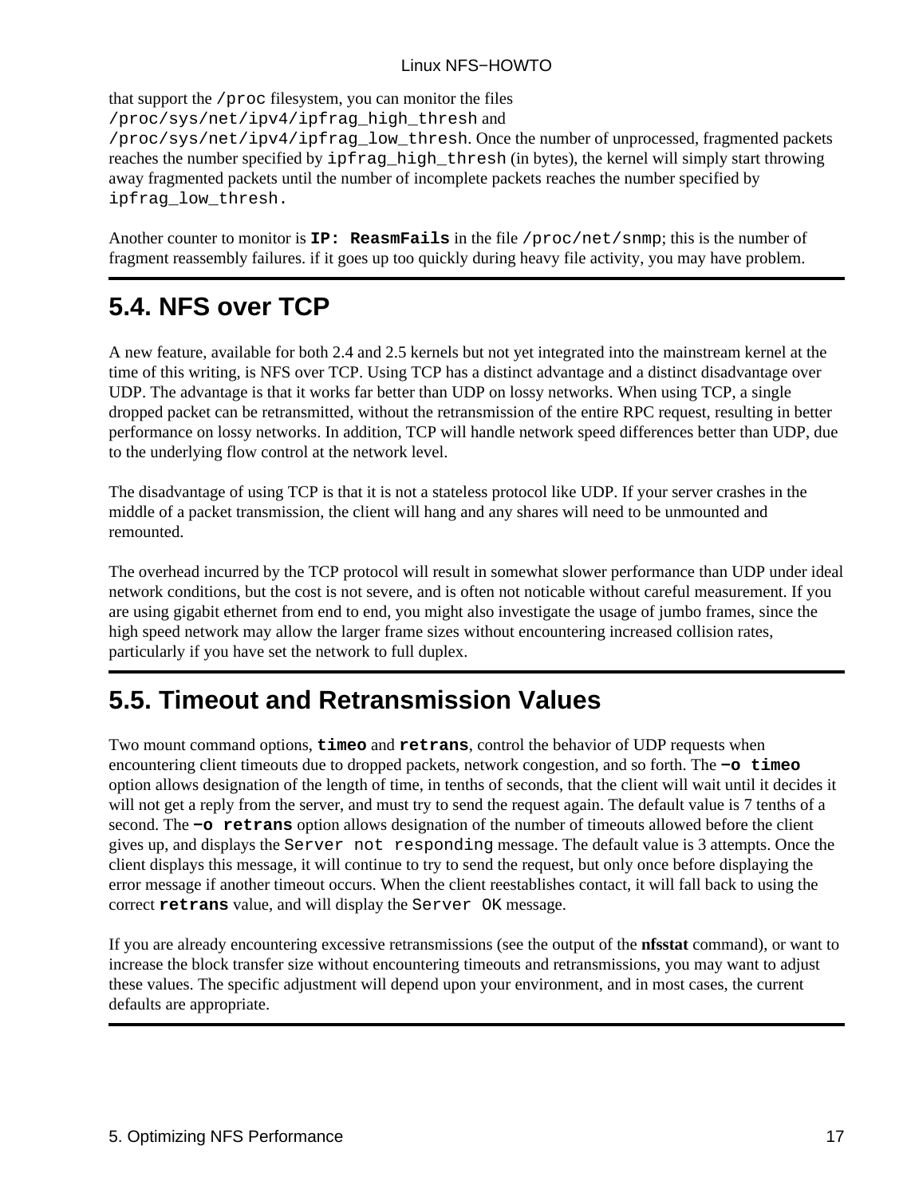that support the `/proc` filesystem, you can monitor the files `/proc/sys/net/ipv4/ipfrag_high_thresh` and `/proc/sys/net/ipv4/ipfrag_low_thresh`. Once the number of unprocessed, fragmented packets reaches the number specified by `ipfrag_high_thresh` (in bytes), the kernel will simply start throwing away fragmented packets until the number of incomplete packets reaches the number specified by `ipfrag_low_thresh.`

Another counter to monitor is **`IP: ReasmFails`** in the file `/proc/net/snmp`; this is the number of fragment reassembly failures. if it goes up too quickly during heavy file activity, you may have problem.

## 5.4. NFS over TCP

A new feature, available for both 2.4 and 2.5 kernels but not yet integrated into the mainstream kernel at the time of this writing, is NFS over TCP. Using TCP has a distinct advantage and a distinct disadvantage over UDP. The advantage is that it works far better than UDP on lossy networks. When using TCP, a single dropped packet can be retransmitted, without the retransmission of the entire RPC request, resulting in better performance on lossy networks. In addition, TCP will handle network speed differences better than UDP, due to the underlying flow control at the network level.

The disadvantage of using TCP is that it is not a stateless protocol like UDP. If your server crashes in the middle of a packet transmission, the client will hang and any shares will need to be unmounted and remounted.

The overhead incurred by the TCP protocol will result in somewhat slower performance than UDP under ideal network conditions, but the cost is not severe, and is often not noticable without careful measurement. If you are using gigabit ethernet from end to end, you might also investigate the usage of jumbo frames, since the high speed network may allow the larger frame sizes without encountering increased collision rates, particularly if you have set the network to full duplex.

## 5.5. Timeout and Retransmission Values

Two mount command options, **`timeo`** and **`retrans`**, control the behavior of UDP requests when encountering client timeouts due to dropped packets, network congestion, and so forth. The **`-o timeo`** option allows designation of the length of time, in tenths of seconds, that the client will wait until it decides it will not get a reply from the server, and must try to send the request again. The default value is 7 tenths of a second. The **`-o retrans`** option allows designation of the number of timeouts allowed before the client gives up, and displays the `Server not responding` message. The default value is 3 attempts. Once the client displays this message, it will continue to try to send the request, but only once before displaying the error message if another timeout occurs. When the client reestablishes contact, it will fall back to using the correct **`retrans`** value, and will display the `Server OK` message.

If you are already encountering excessive retransmissions (see the output of the **nfsstat** command), or want to increase the block transfer size without encountering timeouts and retransmissions, you may want to adjust these values. The specific adjustment will depend upon your environment, and in most cases, the current defaults are appropriate.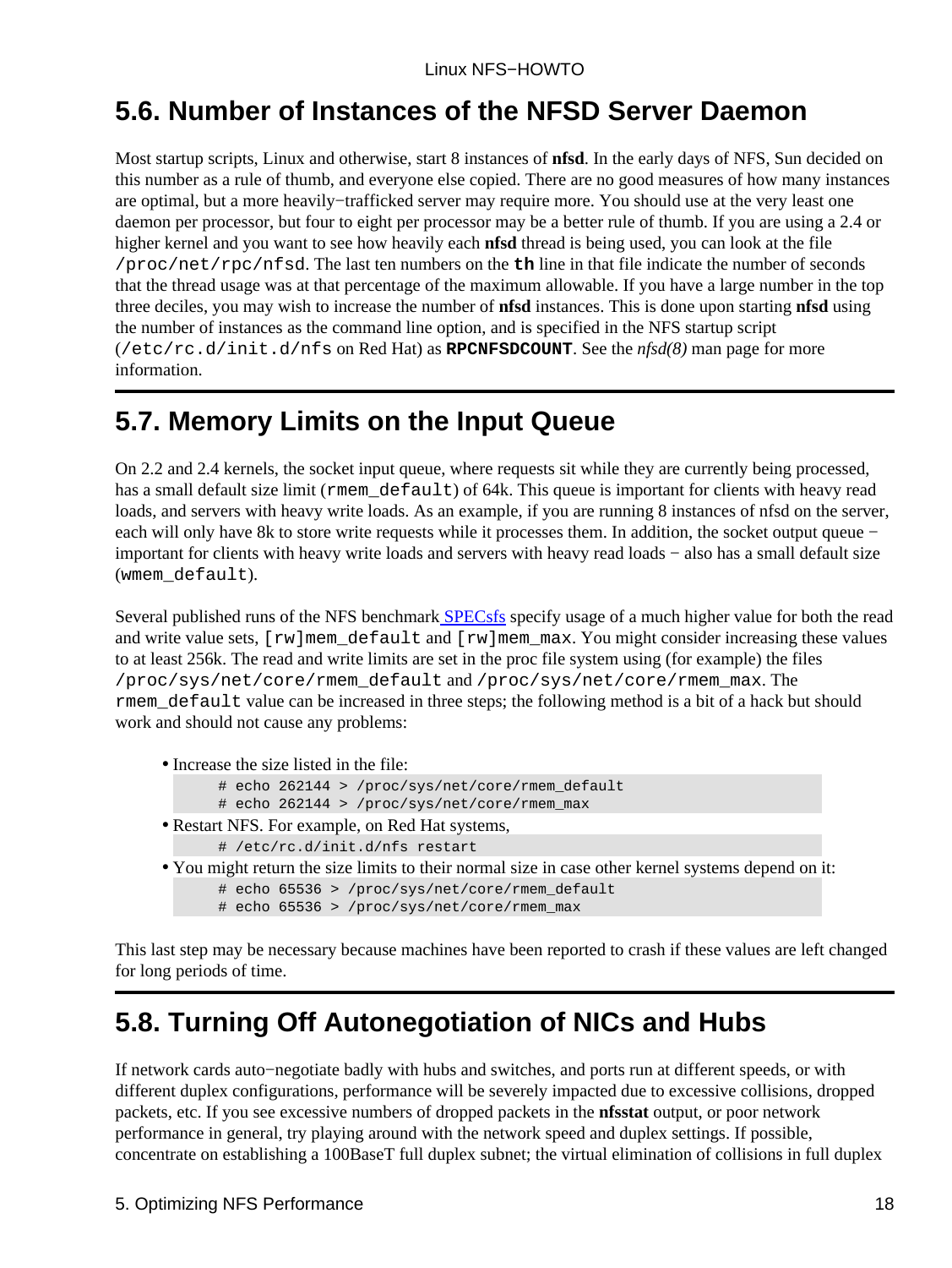## 5.6. Number of Instances of the NFSD Server Daemon

Most startup scripts, Linux and otherwise, start 8 instances of **nfsd**. In the early days of NFS, Sun decided on this number as a rule of thumb, and everyone else copied. There are no good measures of how many instances are optimal, but a more heavily−trafficked server may require more. You should use at the very least one daemon per processor, but four to eight per processor may be a better rule of thumb. If you are using a 2.4 or higher kernel and you want to see how heavily each **nfsd** thread is being used, you can look at the file `/proc/net/rpc/nfsd`. The last ten numbers on the **`th`** line in that file indicate the number of seconds that the thread usage was at that percentage of the maximum allowable. If you have a large number in the top three deciles, you may wish to increase the number of **nfsd** instances. This is done upon starting **nfsd** using the number of instances as the command line option, and is specified in the NFS startup script (`/etc/rc.d/init.d/nfs` on Red Hat) as **`RPCNFSDCOUNT`**. See the *nfsd(8)* man page for more information.

## 5.7. Memory Limits on the Input Queue

On 2.2 and 2.4 kernels, the socket input queue, where requests sit while they are currently being processed, has a small default size limit (`rmem_default`) of 64k. This queue is important for clients with heavy read loads, and servers with heavy write loads. As an example, if you are running 8 instances of nfsd on the server, each will only have 8k to store write requests while it processes them. In addition, the socket output queue − important for clients with heavy write loads and servers with heavy read loads − also has a small default size (`wmem_default`).

Several published runs of the NFS benchmark SPECsfs specify usage of a much higher value for both the read and write value sets, `[rw]mem_default` and `[rw]mem_max`. You might consider increasing these values to at least 256k. The read and write limits are set in the proc file system using (for example) the files `/proc/sys/net/core/rmem_default` and `/proc/sys/net/core/rmem_max`. The `rmem_default` value can be increased in three steps; the following method is a bit of a hack but should work and should not cause any problems:

- Increase the size listed in the file:

```
# echo 262144 > /proc/sys/net/core/rmem_default
# echo 262144 > /proc/sys/net/core/rmem_max
```

- Restart NFS. For example, on Red Hat systems,

```
# /etc/rc.d/init.d/nfs restart
```

- You might return the size limits to their normal size in case other kernel systems depend on it:

```
# echo 65536 > /proc/sys/net/core/rmem_default
# echo 65536 > /proc/sys/net/core/rmem_max
```

This last step may be necessary because machines have been reported to crash if these values are left changed for long periods of time.

## 5.8. Turning Off Autonegotiation of NICs and Hubs

If network cards auto−negotiate badly with hubs and switches, and ports run at different speeds, or with different duplex configurations, performance will be severely impacted due to excessive collisions, dropped packets, etc. If you see excessive numbers of dropped packets in the **nfsstat** output, or poor network performance in general, try playing around with the network speed and duplex settings. If possible, concentrate on establishing a 100BaseT full duplex subnet; the virtual elimination of collisions in full duplex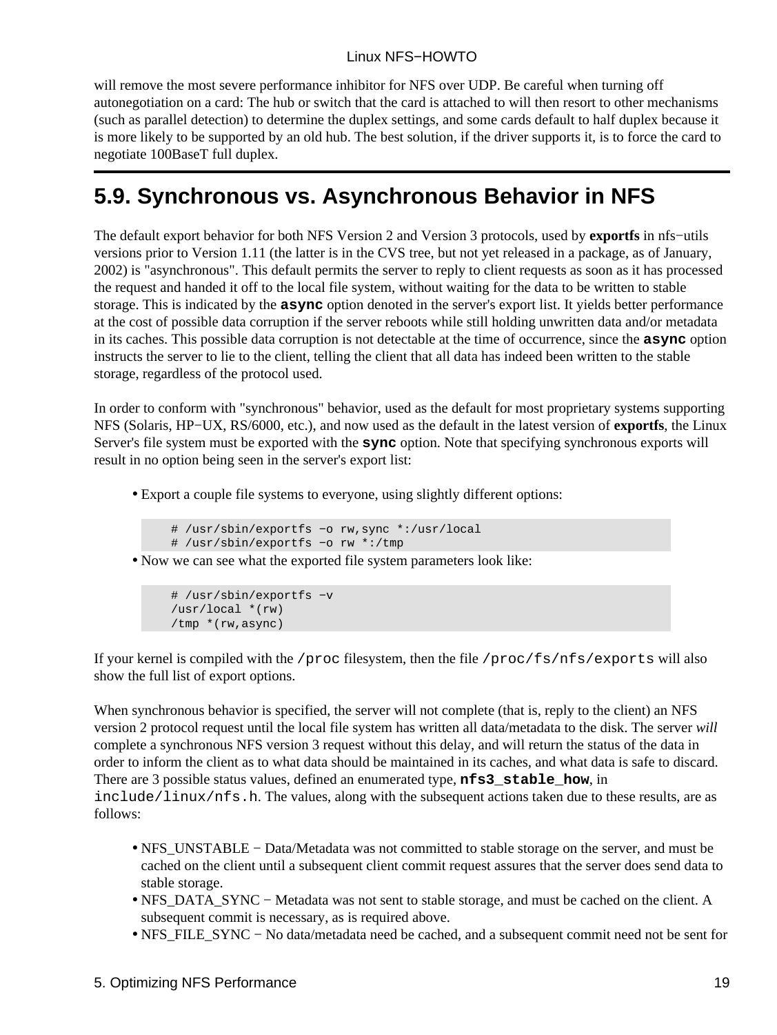will remove the most severe performance inhibitor for NFS over UDP. Be careful when turning off autonegotiation on a card: The hub or switch that the card is attached to will then resort to other mechanisms (such as parallel detection) to determine the duplex settings, and some cards default to half duplex because it is more likely to be supported by an old hub. The best solution, if the driver supports it, is to force the card to negotiate 100BaseT full duplex.

## 5.9. Synchronous vs. Asynchronous Behavior in NFS

The default export behavior for both NFS Version 2 and Version 3 protocols, used by **exportfs** in nfs−utils versions prior to Version 1.11 (the latter is in the CVS tree, but not yet released in a package, as of January, 2002) is "asynchronous". This default permits the server to reply to client requests as soon as it has processed the request and handed it off to the local file system, without waiting for the data to be written to stable storage. This is indicated by the **`async`** option denoted in the server's export list. It yields better performance at the cost of possible data corruption if the server reboots while still holding unwritten data and/or metadata in its caches. This possible data corruption is not detectable at the time of occurrence, since the **`async`** option instructs the server to lie to the client, telling the client that all data has indeed been written to the stable storage, regardless of the protocol used.

In order to conform with "synchronous" behavior, used as the default for most proprietary systems supporting NFS (Solaris, HP−UX, RS/6000, etc.), and now used as the default in the latest version of **exportfs**, the Linux Server's file system must be exported with the **`sync`** option. Note that specifying synchronous exports will result in no option being seen in the server's export list:

- Export a couple file systems to everyone, using slightly different options:

```
# /usr/sbin/exportfs −o rw,sync *:/usr/local
# /usr/sbin/exportfs −o rw *:/tmp
```

- Now we can see what the exported file system parameters look like:

```
# /usr/sbin/exportfs −v
/usr/local *(rw)
/tmp *(rw,async)
```

If your kernel is compiled with the `/proc` filesystem, then the file `/proc/fs/nfs/exports` will also show the full list of export options.

When synchronous behavior is specified, the server will not complete (that is, reply to the client) an NFS version 2 protocol request until the local file system has written all data/metadata to the disk. The server *will* complete a synchronous NFS version 3 request without this delay, and will return the status of the data in order to inform the client as to what data should be maintained in its caches, and what data is safe to discard. There are 3 possible status values, defined an enumerated type, **`nfs3_stable_how`**, in `include/linux/nfs.h`. The values, along with the subsequent actions taken due to these results, are as follows:

- NFS_UNSTABLE − Data/Metadata was not committed to stable storage on the server, and must be cached on the client until a subsequent client commit request assures that the server does send data to stable storage.
- NFS_DATA_SYNC − Metadata was not sent to stable storage, and must be cached on the client. A subsequent commit is necessary, as is required above.
- NFS_FILE_SYNC − No data/metadata need be cached, and a subsequent commit need not be sent for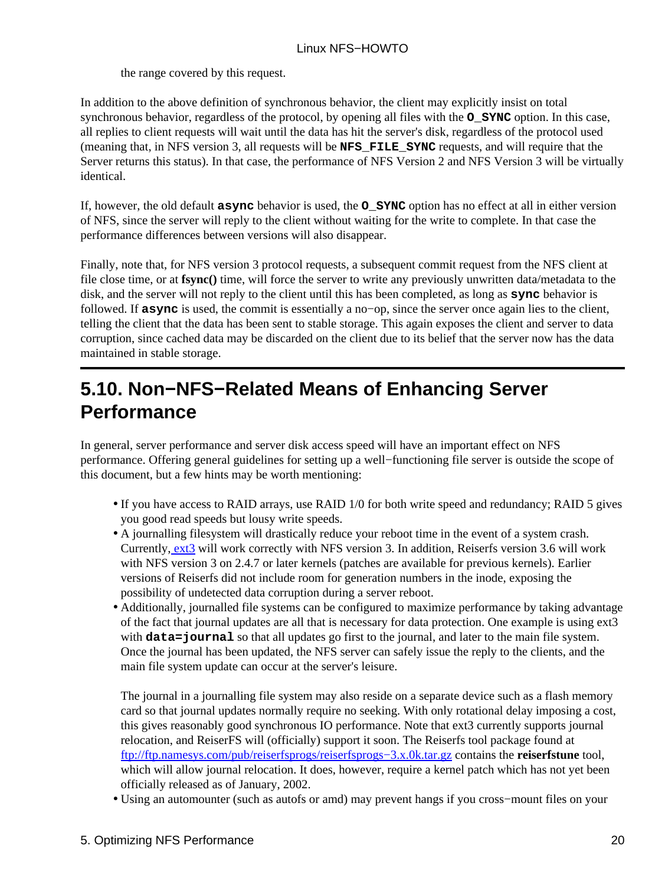the range covered by this request.

In addition to the above definition of synchronous behavior, the client may explicitly insist on total synchronous behavior, regardless of the protocol, by opening all files with the **O_SYNC** option. In this case, all replies to client requests will wait until the data has hit the server's disk, regardless of the protocol used (meaning that, in NFS version 3, all requests will be **NFS_FILE_SYNC** requests, and will require that the Server returns this status). In that case, the performance of NFS Version 2 and NFS Version 3 will be virtually identical.

If, however, the old default **async** behavior is used, the **O_SYNC** option has no effect at all in either version of NFS, since the server will reply to the client without waiting for the write to complete. In that case the performance differences between versions will also disappear.

Finally, note that, for NFS version 3 protocol requests, a subsequent commit request from the NFS client at file close time, or at **fsync()** time, will force the server to write any previously unwritten data/metadata to the disk, and the server will not reply to the client until this has been completed, as long as **sync** behavior is followed. If **async** is used, the commit is essentially a no−op, since the server once again lies to the client, telling the client that the data has been sent to stable storage. This again exposes the client and server to data corruption, since cached data may be discarded on the client due to its belief that the server now has the data maintained in stable storage.

## 5.10. Non−NFS−Related Means of Enhancing Server Performance

In general, server performance and server disk access speed will have an important effect on NFS performance. Offering general guidelines for setting up a well−functioning file server is outside the scope of this document, but a few hints may be worth mentioning:

- If you have access to RAID arrays, use RAID 1/0 for both write speed and redundancy; RAID 5 gives you good read speeds but lousy write speeds.
- A journalling filesystem will drastically reduce your reboot time in the event of a system crash. Currently, ext3 will work correctly with NFS version 3. In addition, Reiserfs version 3.6 will work with NFS version 3 on 2.4.7 or later kernels (patches are available for previous kernels). Earlier versions of Reiserfs did not include room for generation numbers in the inode, exposing the possibility of undetected data corruption during a server reboot.
- Additionally, journalled file systems can be configured to maximize performance by taking advantage of the fact that journal updates are all that is necessary for data protection. One example is using ext3 with **data=journal** so that all updates go first to the journal, and later to the main file system. Once the journal has been updated, the NFS server can safely issue the reply to the clients, and the main file system update can occur at the server's leisure.

  The journal in a journalling file system may also reside on a separate device such as a flash memory card so that journal updates normally require no seeking. With only rotational delay imposing a cost, this gives reasonably good synchronous IO performance. Note that ext3 currently supports journal relocation, and ReiserFS will (officially) support it soon. The Reiserfs tool package found at ftp://ftp.namesys.com/pub/reiserfsprogs/reiserfsprogs−3.x.0k.tar.gz contains the **reiserfstune** tool, which will allow journal relocation. It does, however, require a kernel patch which has not yet been officially released as of January, 2002.
- Using an automounter (such as autofs or amd) may prevent hangs if you cross−mount files on your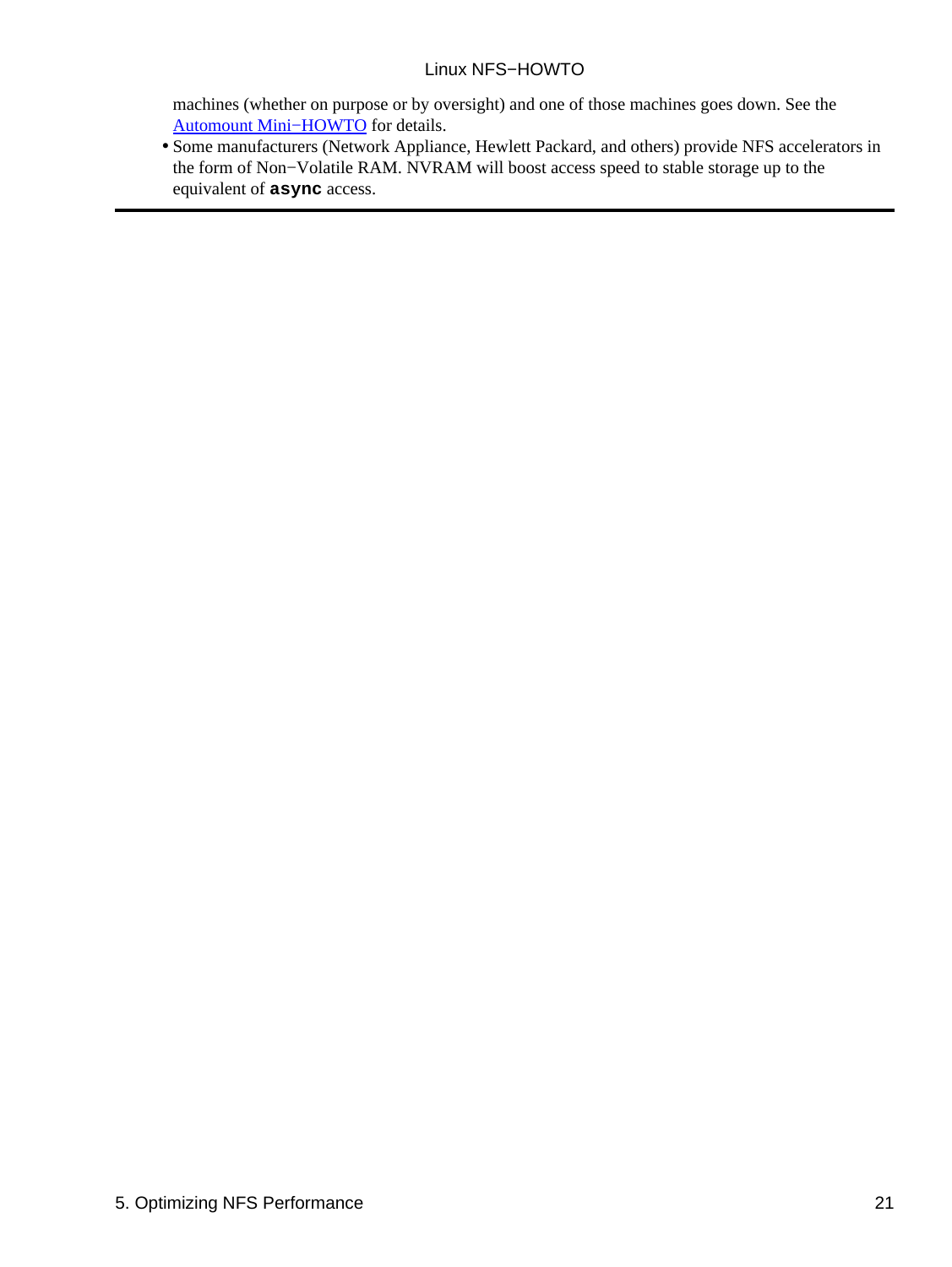machines (whether on purpose or by oversight) and one of those machines goes down. See the Automount Mini−HOWTO for details.

- Some manufacturers (Network Appliance, Hewlett Packard, and others) provide NFS accelerators in the form of Non−Volatile RAM. NVRAM will boost access speed to stable storage up to the equivalent of **`async`** access.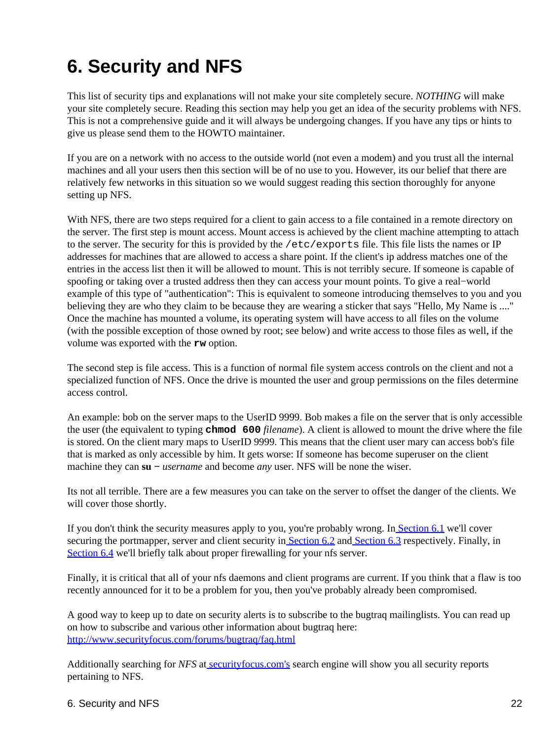# 6. Security and NFS

This list of security tips and explanations will not make your site completely secure. *NOTHING* will make your site completely secure. Reading this section may help you get an idea of the security problems with NFS. This is not a comprehensive guide and it will always be undergoing changes. If you have any tips or hints to give us please send them to the HOWTO maintainer.

If you are on a network with no access to the outside world (not even a modem) and you trust all the internal machines and all your users then this section will be of no use to you. However, its our belief that there are relatively few networks in this situation so we would suggest reading this section thoroughly for anyone setting up NFS.

With NFS, there are two steps required for a client to gain access to a file contained in a remote directory on the server. The first step is mount access. Mount access is achieved by the client machine attempting to attach to the server. The security for this is provided by the `/etc/exports` file. This file lists the names or IP addresses for machines that are allowed to access a share point. If the client's ip address matches one of the entries in the access list then it will be allowed to mount. This is not terribly secure. If someone is capable of spoofing or taking over a trusted address then they can access your mount points. To give a real−world example of this type of "authentication": This is equivalent to someone introducing themselves to you and you believing they are who they claim to be because they are wearing a sticker that says "Hello, My Name is ...." Once the machine has mounted a volume, its operating system will have access to all files on the volume (with the possible exception of those owned by root; see below) and write access to those files as well, if the volume was exported with the **`rw`** option.

The second step is file access. This is a function of normal file system access controls on the client and not a specialized function of NFS. Once the drive is mounted the user and group permissions on the files determine access control.

An example: bob on the server maps to the UserID 9999. Bob makes a file on the server that is only accessible the user (the equivalent to typing **`chmod 600`** *filename*). A client is allowed to mount the drive where the file is stored. On the client mary maps to UserID 9999. This means that the client user mary can access bob's file that is marked as only accessible by him. It gets worse: If someone has become superuser on the client machine they can **su −** *username* and become *any* user. NFS will be none the wiser.

Its not all terrible. There are a few measures you can take on the server to offset the danger of the clients. We will cover those shortly.

If you don't think the security measures apply to you, you're probably wrong. In [Section 6.1](#) we'll cover securing the portmapper, server and client security in [Section 6.2](#) and [Section 6.3](#) respectively. Finally, in [Section 6.4](#) we'll briefly talk about proper firewalling for your nfs server.

Finally, it is critical that all of your nfs daemons and client programs are current. If you think that a flaw is too recently announced for it to be a problem for you, then you've probably already been compromised.

A good way to keep up to date on security alerts is to subscribe to the bugtraq mailinglists. You can read up on how to subscribe and various other information about bugtraq here: [http://www.securityfocus.com/forums/bugtraq/faq.html](http://www.securityfocus.com/forums/bugtraq/faq.html)

Additionally searching for *NFS* at [securityfocus.com's](#) search engine will show you all security reports pertaining to NFS.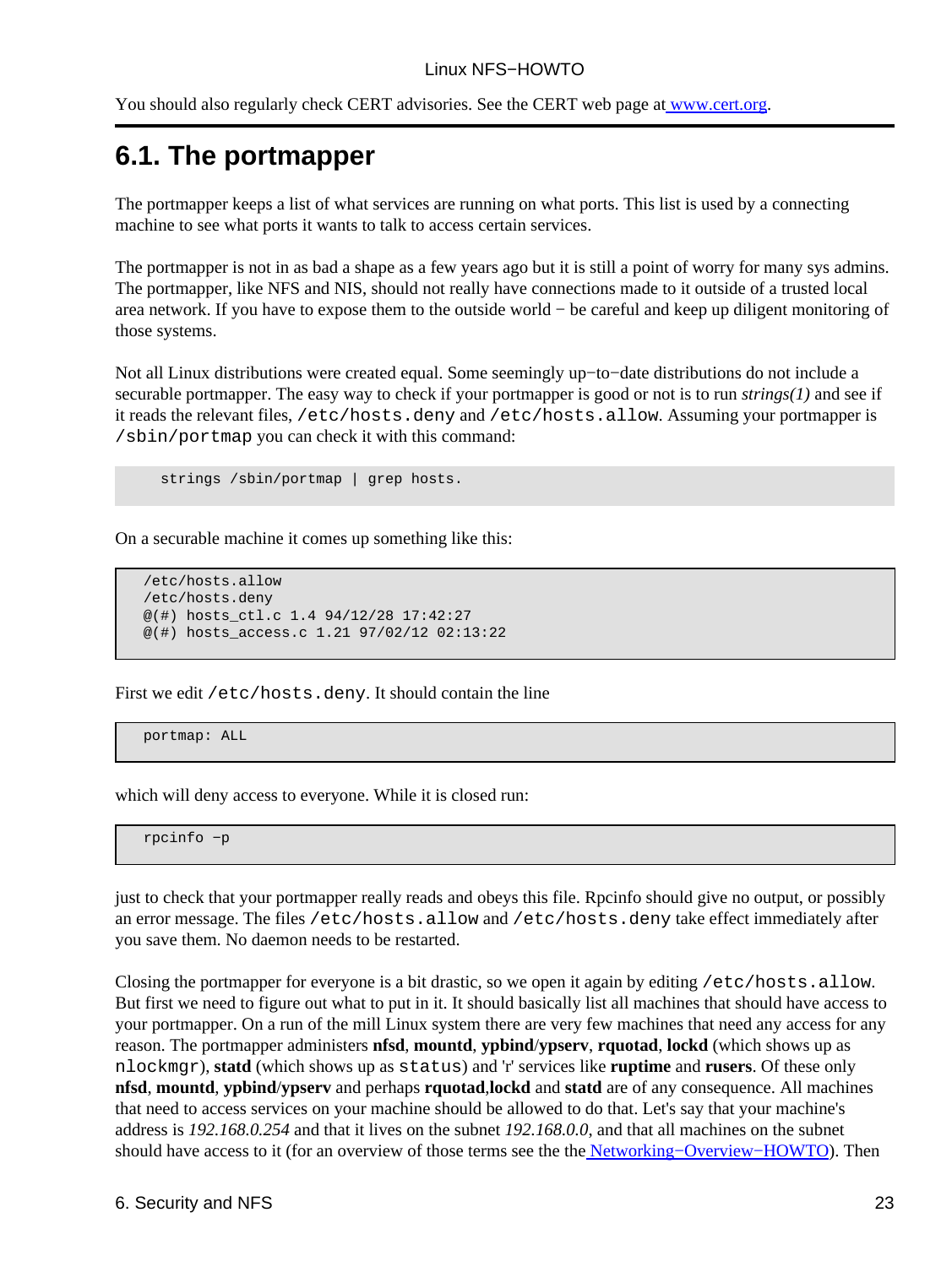You should also regularly check CERT advisories. See the CERT web page at [www.cert.org](http://www.cert.org).

## 6.1. The portmapper

The portmapper keeps a list of what services are running on what ports. This list is used by a connecting machine to see what ports it wants to talk to access certain services.

The portmapper is not in as bad a shape as a few years ago but it is still a point of worry for many sys admins. The portmapper, like NFS and NIS, should not really have connections made to it outside of a trusted local area network. If you have to expose them to the outside world − be careful and keep up diligent monitoring of those systems.

Not all Linux distributions were created equal. Some seemingly up−to−date distributions do not include a securable portmapper. The easy way to check if your portmapper is good or not is to run *strings(1)* and see if it reads the relevant files, `/etc/hosts.deny` and `/etc/hosts.allow`. Assuming your portmapper is `/sbin/portmap` you can check it with this command:

```
strings /sbin/portmap | grep hosts.
```

On a securable machine it comes up something like this:

```
/etc/hosts.allow
/etc/hosts.deny
@(#) hosts_ctl.c 1.4 94/12/28 17:42:27
@(#) hosts_access.c 1.21 97/02/12 02:13:22
```

First we edit `/etc/hosts.deny`. It should contain the line

```
portmap: ALL
```

which will deny access to everyone. While it is closed run:

```
rpcinfo −p
```

just to check that your portmapper really reads and obeys this file. Rpcinfo should give no output, or possibly an error message. The files `/etc/hosts.allow` and `/etc/hosts.deny` take effect immediately after you save them. No daemon needs to be restarted.

Closing the portmapper for everyone is a bit drastic, so we open it again by editing `/etc/hosts.allow`. But first we need to figure out what to put in it. It should basically list all machines that should have access to your portmapper. On a run of the mill Linux system there are very few machines that need any access for any reason. The portmapper administers **nfsd**, **mountd**, **ypbind**/**ypserv**, **rquotad**, **lockd** (which shows up as `nlockmgr`), **statd** (which shows up as `status`) and 'r' services like **ruptime** and **rusers**. Of these only **nfsd**, **mountd**, **ypbind**/**ypserv** and perhaps **rquotad**,**lockd** and **statd** are of any consequence. All machines that need to access services on your machine should be allowed to do that. Let's say that your machine's address is *192.168.0.254* and that it lives on the subnet *192.168.0.0*, and that all machines on the subnet should have access to it (for an overview of those terms see the the [Networking−Overview−HOWTO](http://www.linuxdoc.org/HOWTO/Networking-Overview-HOWTO.html)). Then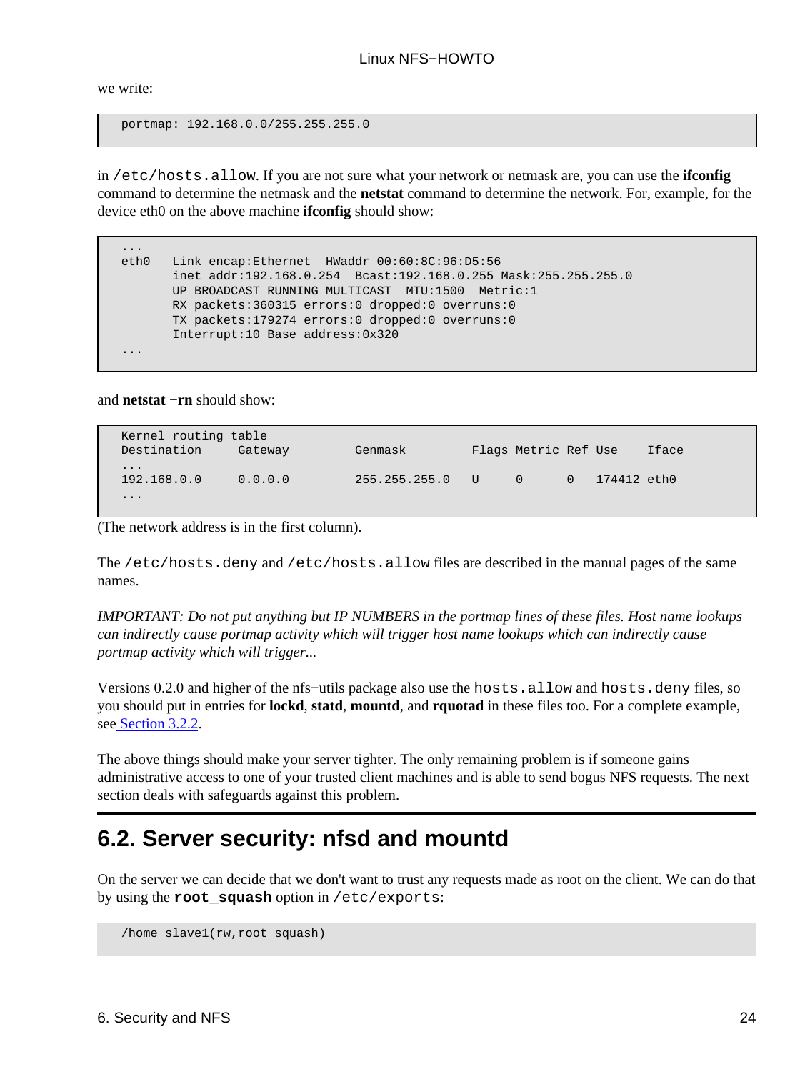we write:

```
portmap: 192.168.0.0/255.255.255.0
```

in `/etc/hosts.allow`. If you are not sure what your network or netmask are, you can use the **ifconfig** command to determine the netmask and the **netstat** command to determine the network. For, example, for the device eth0 on the above machine **ifconfig** should show:

```
...
eth0   Link encap:Ethernet  HWaddr 00:60:8C:96:D5:56
       inet addr:192.168.0.254  Bcast:192.168.0.255 Mask:255.255.255.0
       UP BROADCAST RUNNING MULTICAST  MTU:1500  Metric:1
       RX packets:360315 errors:0 dropped:0 overruns:0
       TX packets:179274 errors:0 dropped:0 overruns:0
       Interrupt:10 Base address:0x320
...
```

and **netstat −rn** should show:

```
Kernel routing table
Destination     Gateway         Genmask         Flags Metric Ref Use    Iface
...
192.168.0.0     0.0.0.0         255.255.255.0   U     0      0   174412 eth0
...
```

(The network address is in the first column).

The `/etc/hosts.deny` and `/etc/hosts.allow` files are described in the manual pages of the same names.

*IMPORTANT: Do not put anything but IP NUMBERS in the portmap lines of these files. Host name lookups can indirectly cause portmap activity which will trigger host name lookups which can indirectly cause portmap activity which will trigger...*

Versions 0.2.0 and higher of the nfs−utils package also use the `hosts.allow` and `hosts.deny` files, so you should put in entries for **lockd**, **statd**, **mountd**, and **rquotad** in these files too. For a complete example, see Section 3.2.2.

The above things should make your server tighter. The only remaining problem is if someone gains administrative access to one of your trusted client machines and is able to send bogus NFS requests. The next section deals with safeguards against this problem.

## 6.2. Server security: nfsd and mountd

On the server we can decide that we don't want to trust any requests made as root on the client. We can do that by using the **`root_squash`** option in `/etc/exports`:

```
/home slave1(rw,root_squash)
```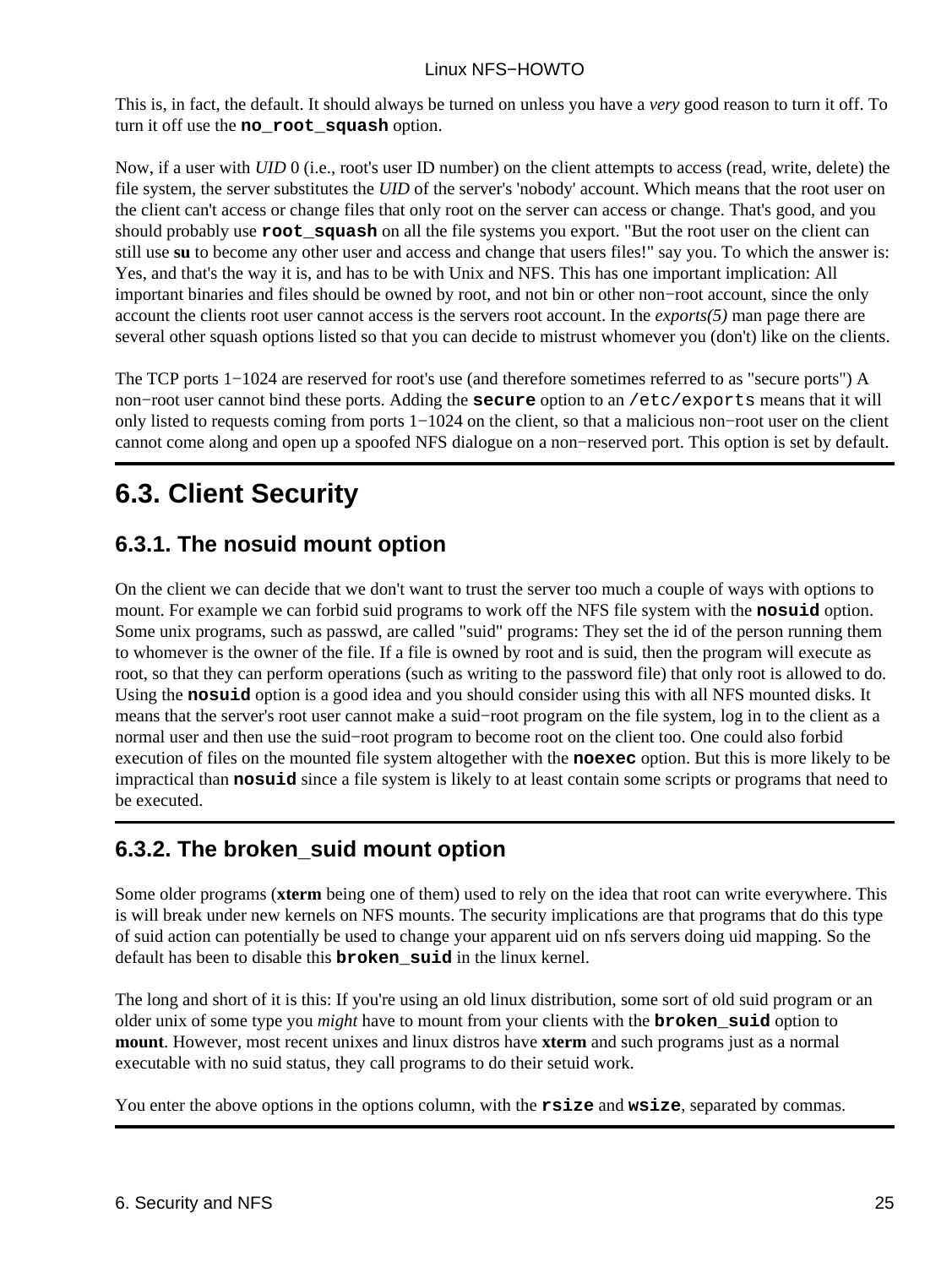This is, in fact, the default. It should always be turned on unless you have a *very* good reason to turn it off. To turn it off use the **`no_root_squash`** option.

Now, if a user with *UID* 0 (i.e., root's user ID number) on the client attempts to access (read, write, delete) the file system, the server substitutes the *UID* of the server's 'nobody' account. Which means that the root user on the client can't access or change files that only root on the server can access or change. That's good, and you should probably use **`root_squash`** on all the file systems you export. "But the root user on the client can still use **su** to become any other user and access and change that users files!" say you. To which the answer is: Yes, and that's the way it is, and has to be with Unix and NFS. This has one important implication: All important binaries and files should be owned by root, and not bin or other non−root account, since the only account the clients root user cannot access is the servers root account. In the *exports(5)* man page there are several other squash options listed so that you can decide to mistrust whomever you (don't) like on the clients.

The TCP ports 1−1024 are reserved for root's use (and therefore sometimes referred to as "secure ports") A non−root user cannot bind these ports. Adding the **`secure`** option to an `/etc/exports` means that it will only listed to requests coming from ports 1−1024 on the client, so that a malicious non−root user on the client cannot come along and open up a spoofed NFS dialogue on a non−reserved port. This option is set by default.

## 6.3. Client Security

### 6.3.1. The nosuid mount option

On the client we can decide that we don't want to trust the server too much a couple of ways with options to mount. For example we can forbid suid programs to work off the NFS file system with the **`nosuid`** option. Some unix programs, such as passwd, are called "suid" programs: They set the id of the person running them to whomever is the owner of the file. If a file is owned by root and is suid, then the program will execute as root, so that they can perform operations (such as writing to the password file) that only root is allowed to do. Using the **`nosuid`** option is a good idea and you should consider using this with all NFS mounted disks. It means that the server's root user cannot make a suid−root program on the file system, log in to the client as a normal user and then use the suid−root program to become root on the client too. One could also forbid execution of files on the mounted file system altogether with the **`noexec`** option. But this is more likely to be impractical than **`nosuid`** since a file system is likely to at least contain some scripts or programs that need to be executed.

### 6.3.2. The broken_suid mount option

Some older programs (**xterm** being one of them) used to rely on the idea that root can write everywhere. This is will break under new kernels on NFS mounts. The security implications are that programs that do this type of suid action can potentially be used to change your apparent uid on nfs servers doing uid mapping. So the default has been to disable this **`broken_suid`** in the linux kernel.

The long and short of it is this: If you're using an old linux distribution, some sort of old suid program or an older unix of some type you *might* have to mount from your clients with the **`broken_suid`** option to **mount**. However, most recent unixes and linux distros have **xterm** and such programs just as a normal executable with no suid status, they call programs to do their setuid work.

You enter the above options in the options column, with the **`rsize`** and **`wsize`**, separated by commas.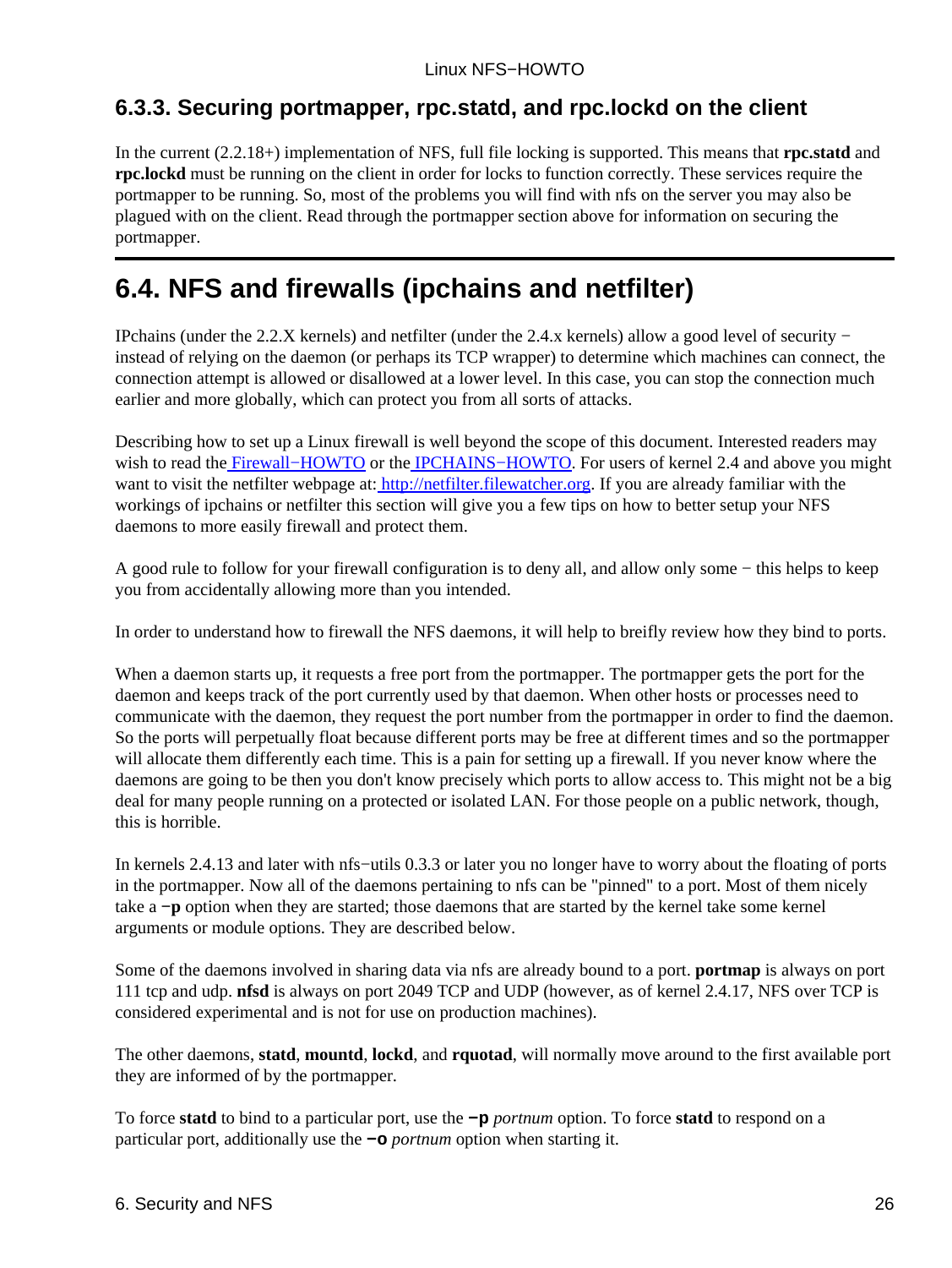### 6.3.3. Securing portmapper, rpc.statd, and rpc.lockd on the client

In the current (2.2.18+) implementation of NFS, full file locking is supported. This means that **rpc.statd** and **rpc.lockd** must be running on the client in order for locks to function correctly. These services require the portmapper to be running. So, most of the problems you will find with nfs on the server you may also be plagued with on the client. Read through the portmapper section above for information on securing the portmapper.

## 6.4. NFS and firewalls (ipchains and netfilter)

IPchains (under the 2.2.X kernels) and netfilter (under the 2.4.x kernels) allow a good level of security − instead of relying on the daemon (or perhaps its TCP wrapper) to determine which machines can connect, the connection attempt is allowed or disallowed at a lower level. In this case, you can stop the connection much earlier and more globally, which can protect you from all sorts of attacks.

Describing how to set up a Linux firewall is well beyond the scope of this document. Interested readers may wish to read the Firewall−HOWTO or the IPCHAINS−HOWTO. For users of kernel 2.4 and above you might want to visit the netfilter webpage at: http://netfilter.filewatcher.org. If you are already familiar with the workings of ipchains or netfilter this section will give you a few tips on how to better setup your NFS daemons to more easily firewall and protect them.

A good rule to follow for your firewall configuration is to deny all, and allow only some − this helps to keep you from accidentally allowing more than you intended.

In order to understand how to firewall the NFS daemons, it will help to breifly review how they bind to ports.

When a daemon starts up, it requests a free port from the portmapper. The portmapper gets the port for the daemon and keeps track of the port currently used by that daemon. When other hosts or processes need to communicate with the daemon, they request the port number from the portmapper in order to find the daemon. So the ports will perpetually float because different ports may be free at different times and so the portmapper will allocate them differently each time. This is a pain for setting up a firewall. If you never know where the daemons are going to be then you don't know precisely which ports to allow access to. This might not be a big deal for many people running on a protected or isolated LAN. For those people on a public network, though, this is horrible.

In kernels 2.4.13 and later with nfs−utils 0.3.3 or later you no longer have to worry about the floating of ports in the portmapper. Now all of the daemons pertaining to nfs can be "pinned" to a port. Most of them nicely take a **−p** option when they are started; those daemons that are started by the kernel take some kernel arguments or module options. They are described below.

Some of the daemons involved in sharing data via nfs are already bound to a port. **portmap** is always on port 111 tcp and udp. **nfsd** is always on port 2049 TCP and UDP (however, as of kernel 2.4.17, NFS over TCP is considered experimental and is not for use on production machines).

The other daemons, **statd**, **mountd**, **lockd**, and **rquotad**, will normally move around to the first available port they are informed of by the portmapper.

To force **statd** to bind to a particular port, use the `−p` *portnum* option. To force **statd** to respond on a particular port, additionally use the `−o` *portnum* option when starting it.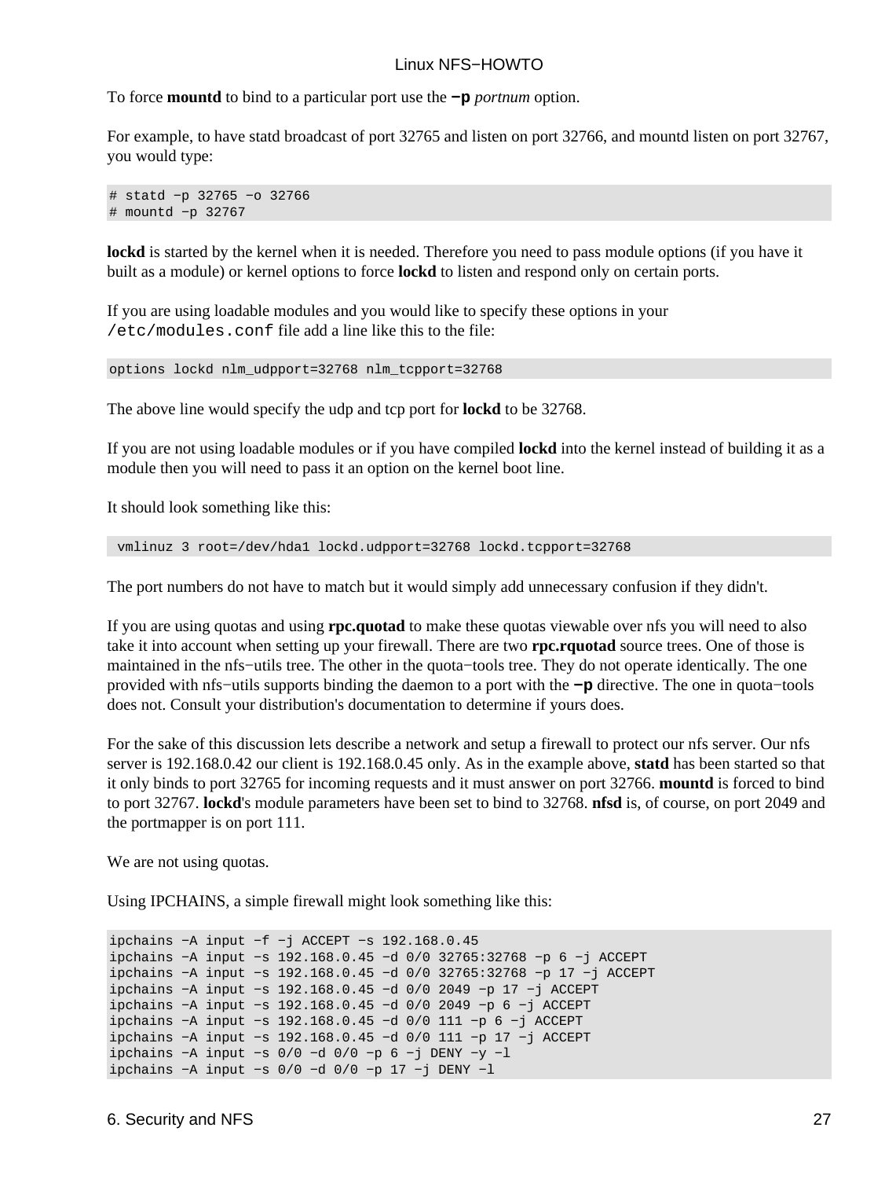To force **mountd** to bind to a particular port use the **−p** *portnum* option.

For example, to have statd broadcast of port 32765 and listen on port 32766, and mountd listen on port 32767, you would type:

```
# statd −p 32765 −o 32766
# mountd −p 32767
```

**lockd** is started by the kernel when it is needed. Therefore you need to pass module options (if you have it built as a module) or kernel options to force **lockd** to listen and respond only on certain ports.

If you are using loadable modules and you would like to specify these options in your `/etc/modules.conf` file add a line like this to the file:

```
options lockd nlm_udpport=32768 nlm_tcpport=32768
```

The above line would specify the udp and tcp port for **lockd** to be 32768.

If you are not using loadable modules or if you have compiled **lockd** into the kernel instead of building it as a module then you will need to pass it an option on the kernel boot line.

It should look something like this:

```
 vmlinuz 3 root=/dev/hda1 lockd.udpport=32768 lockd.tcpport=32768
```

The port numbers do not have to match but it would simply add unnecessary confusion if they didn't.

If you are using quotas and using **rpc.quotad** to make these quotas viewable over nfs you will need to also take it into account when setting up your firewall. There are two **rpc.rquotad** source trees. One of those is maintained in the nfs−utils tree. The other in the quota−tools tree. They do not operate identically. The one provided with nfs−utils supports binding the daemon to a port with the **−p** directive. The one in quota−tools does not. Consult your distribution's documentation to determine if yours does.

For the sake of this discussion lets describe a network and setup a firewall to protect our nfs server. Our nfs server is 192.168.0.42 our client is 192.168.0.45 only. As in the example above, **statd** has been started so that it only binds to port 32765 for incoming requests and it must answer on port 32766. **mountd** is forced to bind to port 32767. **lockd**'s module parameters have been set to bind to 32768. **nfsd** is, of course, on port 2049 and the portmapper is on port 111.

We are not using quotas.

Using IPCHAINS, a simple firewall might look something like this:

```
ipchains −A input −f −j ACCEPT −s 192.168.0.45
ipchains −A input −s 192.168.0.45 −d 0/0 32765:32768 −p 6 −j ACCEPT
ipchains −A input −s 192.168.0.45 −d 0/0 32765:32768 −p 17 −j ACCEPT
ipchains −A input −s 192.168.0.45 −d 0/0 2049 −p 17 −j ACCEPT
ipchains −A input −s 192.168.0.45 −d 0/0 2049 −p 6 −j ACCEPT
ipchains −A input −s 192.168.0.45 −d 0/0 111 −p 6 −j ACCEPT
ipchains −A input −s 192.168.0.45 −d 0/0 111 −p 17 −j ACCEPT
ipchains −A input −s 0/0 −d 0/0 −p 6 −j DENY −y −l
ipchains −A input −s 0/0 −d 0/0 −p 17 −j DENY −l
```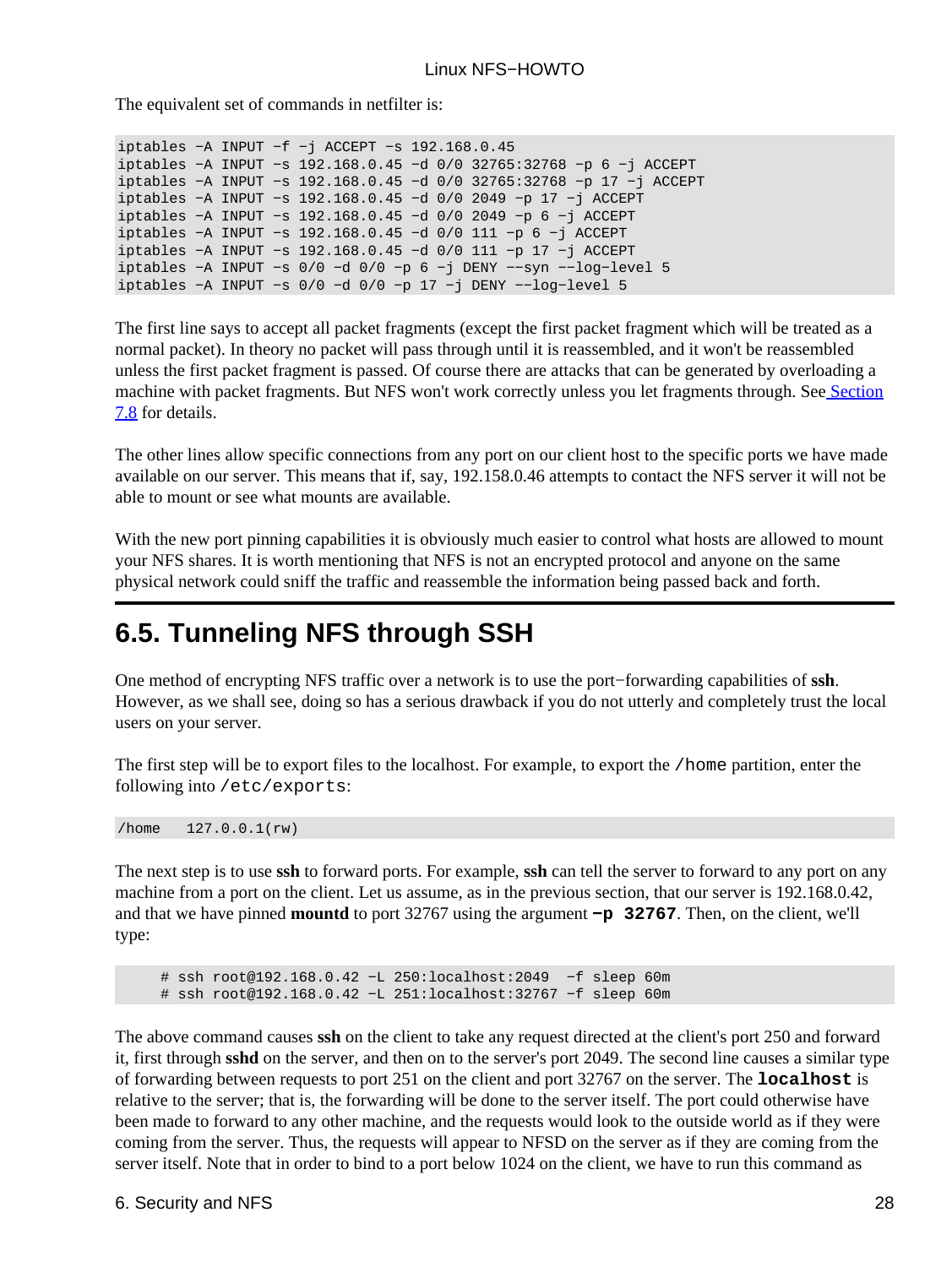The equivalent set of commands in netfilter is:

```
iptables -A INPUT -f -j ACCEPT -s 192.168.0.45
iptables -A INPUT -s 192.168.0.45 -d 0/0 32765:32768 -p 6 -j ACCEPT
iptables -A INPUT -s 192.168.0.45 -d 0/0 32765:32768 -p 17 -j ACCEPT
iptables -A INPUT -s 192.168.0.45 -d 0/0 2049 -p 17 -j ACCEPT
iptables -A INPUT -s 192.168.0.45 -d 0/0 2049 -p 6 -j ACCEPT
iptables -A INPUT -s 192.168.0.45 -d 0/0 111 -p 6 -j ACCEPT
iptables -A INPUT -s 192.168.0.45 -d 0/0 111 -p 17 -j ACCEPT
iptables -A INPUT -s 0/0 -d 0/0 -p 6 -j DENY --syn --log-level 5
iptables -A INPUT -s 0/0 -d 0/0 -p 17 -j DENY --log-level 5
```

The first line says to accept all packet fragments (except the first packet fragment which will be treated as a normal packet). In theory no packet will pass through until it is reassembled, and it won't be reassembled unless the first packet fragment is passed. Of course there are attacks that can be generated by overloading a machine with packet fragments. But NFS won't work correctly unless you let fragments through. See Section 7.8 for details.

The other lines allow specific connections from any port on our client host to the specific ports we have made available on our server. This means that if, say, 192.158.0.46 attempts to contact the NFS server it will not be able to mount or see what mounts are available.

With the new port pinning capabilities it is obviously much easier to control what hosts are allowed to mount your NFS shares. It is worth mentioning that NFS is not an encrypted protocol and anyone on the same physical network could sniff the traffic and reassemble the information being passed back and forth.

## 6.5. Tunneling NFS through SSH

One method of encrypting NFS traffic over a network is to use the port-forwarding capabilities of **ssh**. However, as we shall see, doing so has a serious drawback if you do not utterly and completely trust the local users on your server.

The first step will be to export files to the localhost. For example, to export the `/home` partition, enter the following into `/etc/exports`:

```
/home   127.0.0.1(rw)
```

The next step is to use **ssh** to forward ports. For example, **ssh** can tell the server to forward to any port on any machine from a port on the client. Let us assume, as in the previous section, that our server is 192.168.0.42, and that we have pinned **mountd** to port 32767 using the argument **`-p 32767`**. Then, on the client, we'll type:

```
     # ssh root@192.168.0.42 -L 250:localhost:2049  -f sleep 60m
     # ssh root@192.168.0.42 -L 251:localhost:32767 -f sleep 60m
```

The above command causes **ssh** on the client to take any request directed at the client's port 250 and forward it, first through **sshd** on the server, and then on to the server's port 2049. The second line causes a similar type of forwarding between requests to port 251 on the client and port 32767 on the server. The **`localhost`** is relative to the server; that is, the forwarding will be done to the server itself. The port could otherwise have been made to forward to any other machine, and the requests would look to the outside world as if they were coming from the server. Thus, the requests will appear to NFSD on the server as if they are coming from the server itself. Note that in order to bind to a port below 1024 on the client, we have to run this command as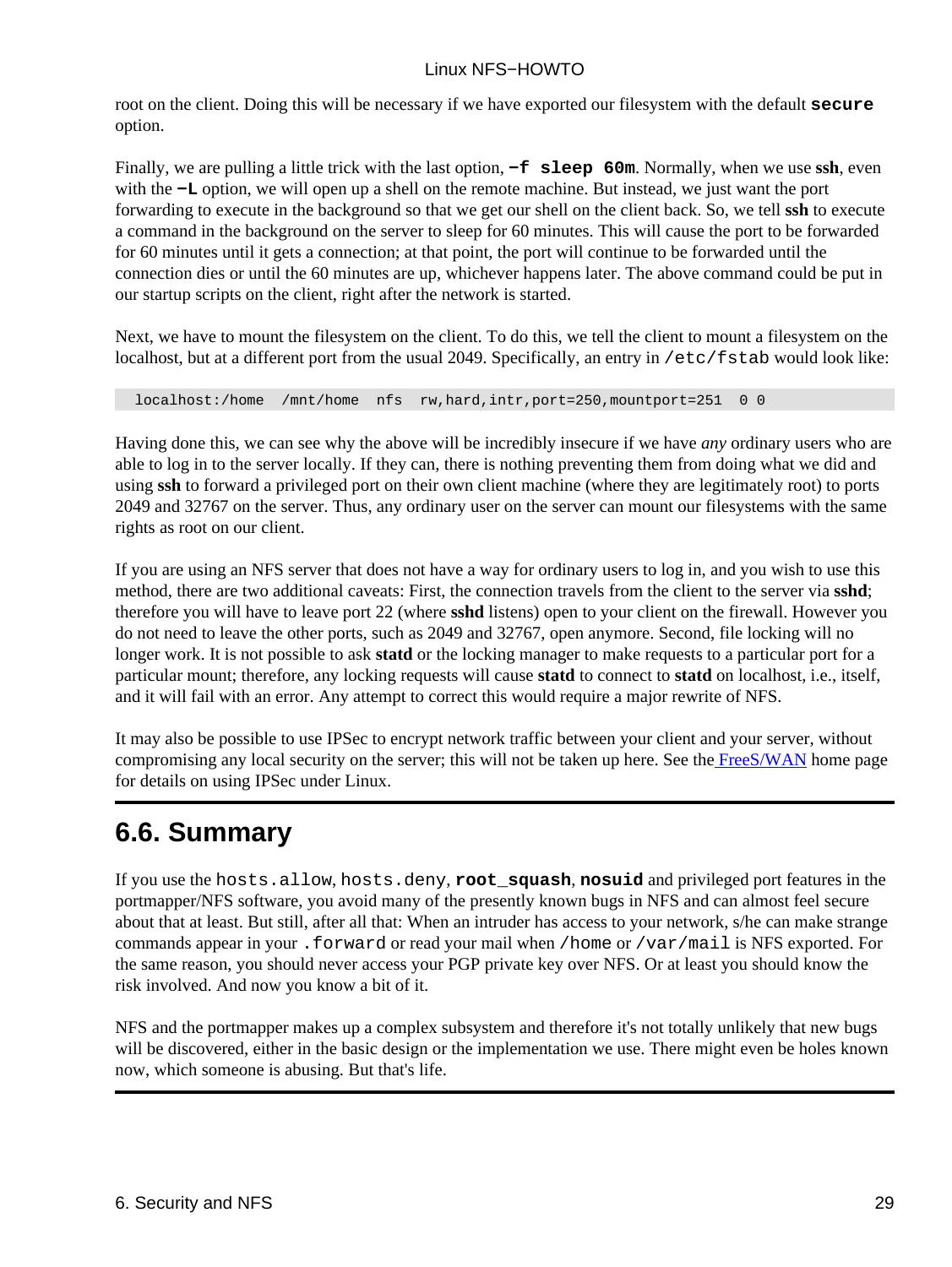root on the client. Doing this will be necessary if we have exported our filesystem with the default **`secure`** option.

Finally, we are pulling a little trick with the last option, **`-f sleep 60m`**. Normally, when we use **ssh**, even with the **`-L`** option, we will open up a shell on the remote machine. But instead, we just want the port forwarding to execute in the background so that we get our shell on the client back. So, we tell **ssh** to execute a command in the background on the server to sleep for 60 minutes. This will cause the port to be forwarded for 60 minutes until it gets a connection; at that point, the port will continue to be forwarded until the connection dies or until the 60 minutes are up, whichever happens later. The above command could be put in our startup scripts on the client, right after the network is started.

Next, we have to mount the filesystem on the client. To do this, we tell the client to mount a filesystem on the localhost, but at a different port from the usual 2049. Specifically, an entry in `/etc/fstab` would look like:

```
  localhost:/home  /mnt/home  nfs  rw,hard,intr,port=250,mountport=251  0 0
```

Having done this, we can see why the above will be incredibly insecure if we have *any* ordinary users who are able to log in to the server locally. If they can, there is nothing preventing them from doing what we did and using **ssh** to forward a privileged port on their own client machine (where they are legitimately root) to ports 2049 and 32767 on the server. Thus, any ordinary user on the server can mount our filesystems with the same rights as root on our client.

If you are using an NFS server that does not have a way for ordinary users to log in, and you wish to use this method, there are two additional caveats: First, the connection travels from the client to the server via **sshd**; therefore you will have to leave port 22 (where **sshd** listens) open to your client on the firewall. However you do not need to leave the other ports, such as 2049 and 32767, open anymore. Second, file locking will no longer work. It is not possible to ask **statd** or the locking manager to make requests to a particular port for a particular mount; therefore, any locking requests will cause **statd** to connect to **statd** on localhost, i.e., itself, and it will fail with an error. Any attempt to correct this would require a major rewrite of NFS.

It may also be possible to use IPSec to encrypt network traffic between your client and your server, without compromising any local security on the server; this will not be taken up here. See the FreeS/WAN home page for details on using IPSec under Linux.

## 6.6. Summary

If you use the `hosts.allow`, `hosts.deny`, **`root_squash`**, **`nosuid`** and privileged port features in the portmapper/NFS software, you avoid many of the presently known bugs in NFS and can almost feel secure about that at least. But still, after all that: When an intruder has access to your network, s/he can make strange commands appear in your `.forward` or read your mail when `/home` or `/var/mail` is NFS exported. For the same reason, you should never access your PGP private key over NFS. Or at least you should know the risk involved. And now you know a bit of it.

NFS and the portmapper makes up a complex subsystem and therefore it's not totally unlikely that new bugs will be discovered, either in the basic design or the implementation we use. There might even be holes known now, which someone is abusing. But that's life.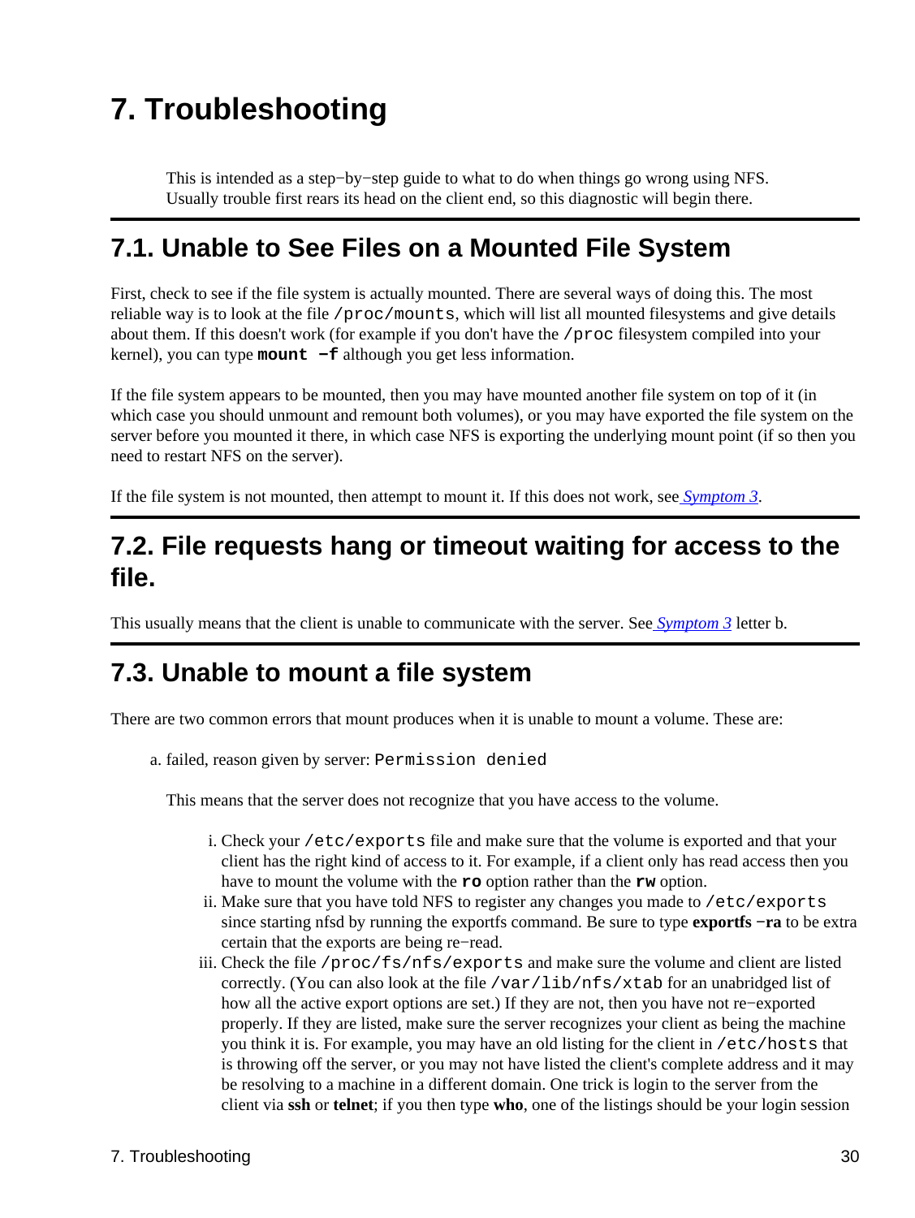# 7. Troubleshooting

This is intended as a step−by−step guide to what to do when things go wrong using NFS. Usually trouble first rears its head on the client end, so this diagnostic will begin there.

## 7.1. Unable to See Files on a Mounted File System

First, check to see if the file system is actually mounted. There are several ways of doing this. The most reliable way is to look at the file `/proc/mounts`, which will list all mounted filesystems and give details about them. If this doesn't work (for example if you don't have the `/proc` filesystem compiled into your kernel), you can type **`mount −f`** although you get less information.

If the file system appears to be mounted, then you may have mounted another file system on top of it (in which case you should unmount and remount both volumes), or you may have exported the file system on the server before you mounted it there, in which case NFS is exporting the underlying mount point (if so then you need to restart NFS on the server).

If the file system is not mounted, then attempt to mount it. If this does not work, see *Symptom 3*.

## 7.2. File requests hang or timeout waiting for access to the file.

This usually means that the client is unable to communicate with the server. See *Symptom 3* letter b.

## 7.3. Unable to mount a file system

There are two common errors that mount produces when it is unable to mount a volume. These are:

a. failed, reason given by server: `Permission denied`

   This means that the server does not recognize that you have access to the volume.

   i. Check your `/etc/exports` file and make sure that the volume is exported and that your client has the right kind of access to it. For example, if a client only has read access then you have to mount the volume with the **`ro`** option rather than the **`rw`** option.
   ii. Make sure that you have told NFS to register any changes you made to `/etc/exports` since starting nfsd by running the exportfs command. Be sure to type **exportfs −ra** to be extra certain that the exports are being re−read.
   iii. Check the file `/proc/fs/nfs/exports` and make sure the volume and client are listed correctly. (You can also look at the file `/var/lib/nfs/xtab` for an unabridged list of how all the active export options are set.) If they are not, then you have not re−exported properly. If they are listed, make sure the server recognizes your client as being the machine you think it is. For example, you may have an old listing for the client in `/etc/hosts` that is throwing off the server, or you may not have listed the client's complete address and it may be resolving to a machine in a different domain. One trick is login to the server from the client via **ssh** or **telnet**; if you then type **who**, one of the listings should be your login session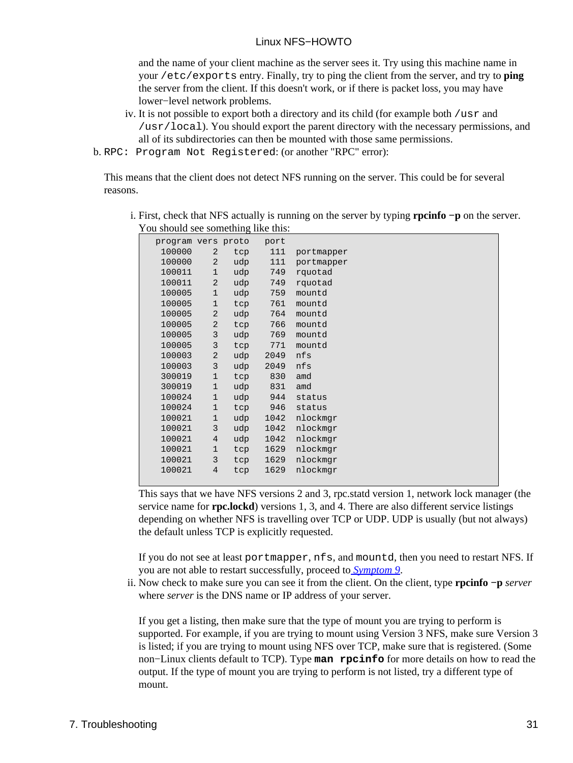and the name of your client machine as the server sees it. Try using this machine name in your `/etc/exports` entry. Finally, try to ping the client from the server, and try to **ping** the server from the client. If this doesn't work, or if there is packet loss, you may have lower−level network problems.

iv. It is not possible to export both a directory and its child (for example both `/usr` and `/usr/local`). You should export the parent directory with the necessary permissions, and all of its subdirectories can then be mounted with those same permissions.

b. `RPC: Program Not Registered`: (or another "RPC" error):

This means that the client does not detect NFS running on the server. This could be for several reasons.

i. First, check that NFS actually is running on the server by typing **rpcinfo −p** on the server. You should see something like this:

```
   program vers proto   port
    100000    2   tcp    111  portmapper
    100000    2   udp    111  portmapper
    100011    1   udp    749  rquotad
    100011    2   udp    749  rquotad
    100005    1   udp    759  mountd
    100005    1   tcp    761  mountd
    100005    2   udp    764  mountd
    100005    2   tcp    766  mountd
    100005    3   udp    769  mountd
    100005    3   tcp    771  mountd
    100003    2   udp   2049  nfs
    100003    3   udp   2049  nfs
    300019    1   tcp    830  amd
    300019    1   udp    831  amd
    100024    1   udp    944  status
    100024    1   tcp    946  status
    100021    1   udp   1042  nlockmgr
    100021    3   udp   1042  nlockmgr
    100021    4   udp   1042  nlockmgr
    100021    1   tcp   1629  nlockmgr
    100021    3   tcp   1629  nlockmgr
    100021    4   tcp   1629  nlockmgr
```

This says that we have NFS versions 2 and 3, rpc.statd version 1, network lock manager (the service name for **rpc.lockd**) versions 1, 3, and 4. There are also different service listings depending on whether NFS is travelling over TCP or UDP. UDP is usually (but not always) the default unless TCP is explicitly requested.

If you do not see at least `portmapper`, `nfs`, and `mountd`, then you need to restart NFS. If you are not able to restart successfully, proceed to *Symptom 9*.

ii. Now check to make sure you can see it from the client. On the client, type **rpcinfo −p** *server* where *server* is the DNS name or IP address of your server.

If you get a listing, then make sure that the type of mount you are trying to perform is supported. For example, if you are trying to mount using Version 3 NFS, make sure Version 3 is listed; if you are trying to mount using NFS over TCP, make sure that is registered. (Some non−Linux clients default to TCP). Type **`man rpcinfo`** for more details on how to read the output. If the type of mount you are trying to perform is not listed, try a different type of mount.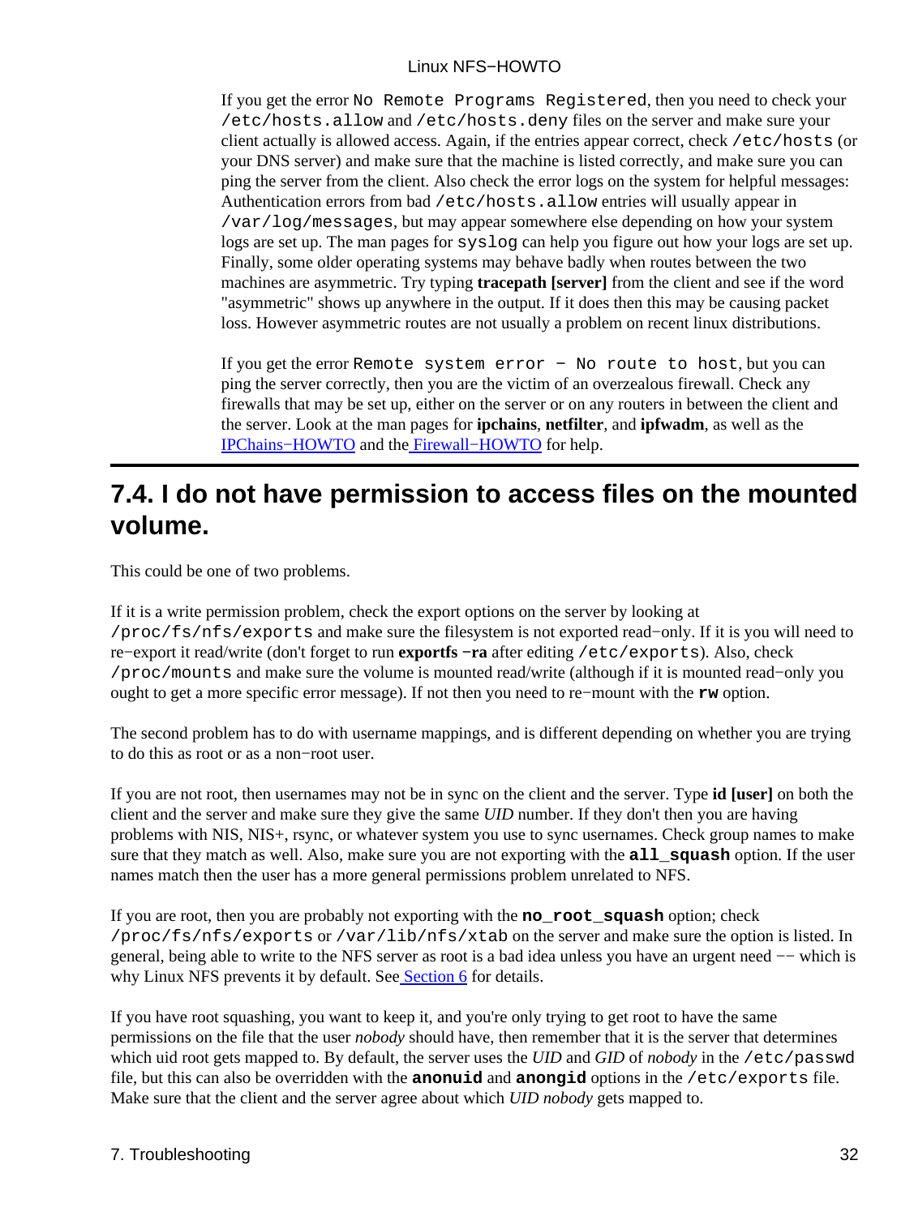If you get the error `No Remote Programs Registered`, then you need to check your `/etc/hosts.allow` and `/etc/hosts.deny` files on the server and make sure your client actually is allowed access. Again, if the entries appear correct, check `/etc/hosts` (or your DNS server) and make sure that the machine is listed correctly, and make sure you can ping the server from the client. Also check the error logs on the system for helpful messages: Authentication errors from bad `/etc/hosts.allow` entries will usually appear in `/var/log/messages`, but may appear somewhere else depending on how your system logs are set up. The man pages for `syslog` can help you figure out how your logs are set up. Finally, some older operating systems may behave badly when routes between the two machines are asymmetric. Try typing **tracepath [server]** from the client and see if the word "asymmetric" shows up anywhere in the output. If it does then this may be causing packet loss. However asymmetric routes are not usually a problem on recent linux distributions.

If you get the error `Remote system error - No route to host`, but you can ping the server correctly, then you are the victim of an overzealous firewall. Check any firewalls that may be set up, either on the server or on any routers in between the client and the server. Look at the man pages for **ipchains**, **netfilter**, and **ipfwadm**, as well as the IPChains−HOWTO and the Firewall−HOWTO for help.

## 7.4. I do not have permission to access files on the mounted volume.

This could be one of two problems.

If it is a write permission problem, check the export options on the server by looking at `/proc/fs/nfs/exports` and make sure the filesystem is not exported read−only. If it is you will need to re−export it read/write (don't forget to run **exportfs −ra** after editing `/etc/exports`). Also, check `/proc/mounts` and make sure the volume is mounted read/write (although if it is mounted read−only you ought to get a more specific error message). If not then you need to re−mount with the **`rw`** option.

The second problem has to do with username mappings, and is different depending on whether you are trying to do this as root or as a non−root user.

If you are not root, then usernames may not be in sync on the client and the server. Type **id [user]** on both the client and the server and make sure they give the same *UID* number. If they don't then you are having problems with NIS, NIS+, rsync, or whatever system you use to sync usernames. Check group names to make sure that they match as well. Also, make sure you are not exporting with the **`all_squash`** option. If the user names match then the user has a more general permissions problem unrelated to NFS.

If you are root, then you are probably not exporting with the **`no_root_squash`** option; check `/proc/fs/nfs/exports` or `/var/lib/nfs/xtab` on the server and make sure the option is listed. In general, being able to write to the NFS server as root is a bad idea unless you have an urgent need −− which is why Linux NFS prevents it by default. See Section 6 for details.

If you have root squashing, you want to keep it, and you're only trying to get root to have the same permissions on the file that the user *nobody* should have, then remember that it is the server that determines which uid root gets mapped to. By default, the server uses the *UID* and *GID* of *nobody* in the `/etc/passwd` file, but this can also be overridden with the **`anonuid`** and **`anongid`** options in the `/etc/exports` file. Make sure that the client and the server agree about which *UID nobody* gets mapped to.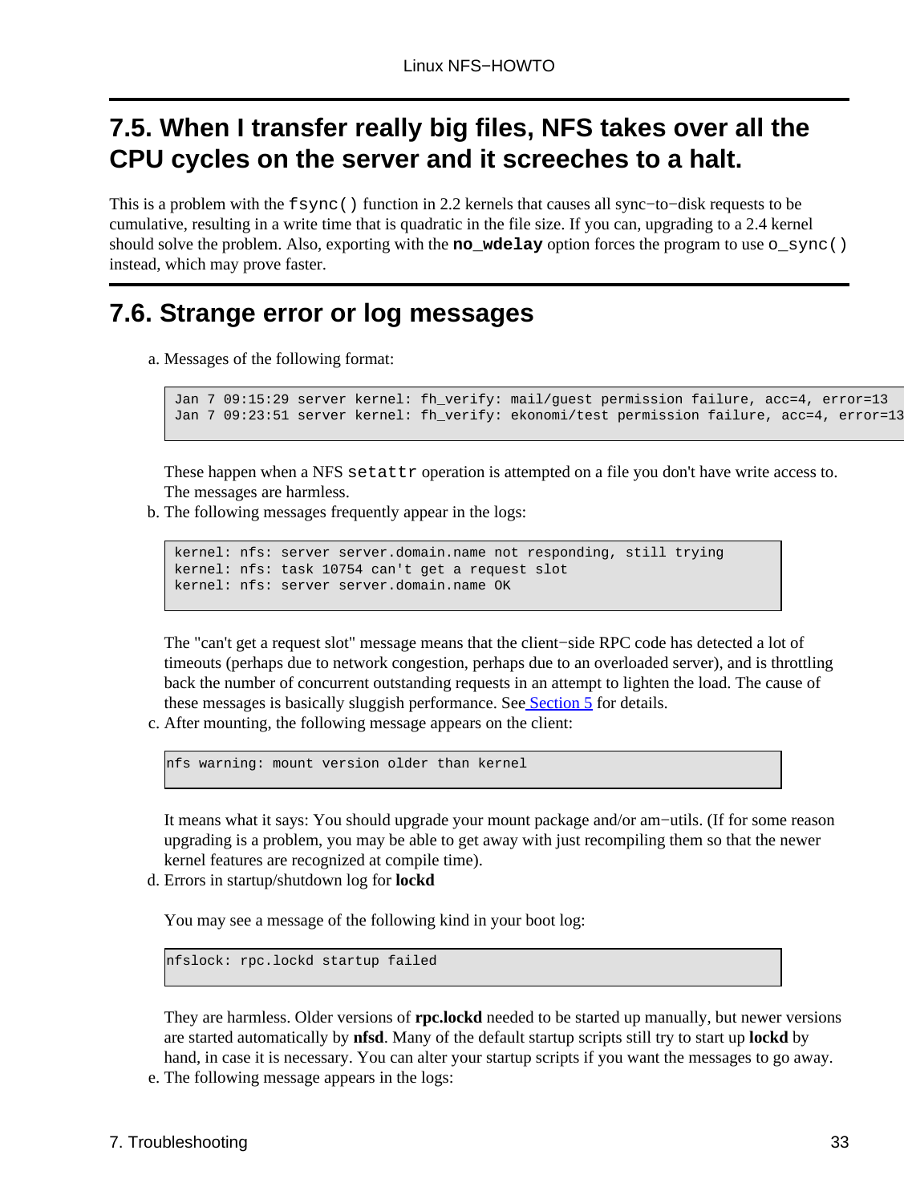## 7.5. When I transfer really big files, NFS takes over all the CPU cycles on the server and it screeches to a halt.

This is a problem with the `fsync()` function in 2.2 kernels that causes all sync−to−disk requests to be cumulative, resulting in a write time that is quadratic in the file size. If you can, upgrading to a 2.4 kernel should solve the problem. Also, exporting with the **`no_wdelay`** option forces the program to use `o_sync()` instead, which may prove faster.

## 7.6. Strange error or log messages

a. Messages of the following format:

   ```
   Jan 7 09:15:29 server kernel: fh_verify: mail/guest permission failure, acc=4, error=13
   Jan 7 09:23:51 server kernel: fh_verify: ekonomi/test permission failure, acc=4, error=13
   ```

   These happen when a NFS `setattr` operation is attempted on a file you don't have write access to. The messages are harmless.

b. The following messages frequently appear in the logs:

   ```
   kernel: nfs: server server.domain.name not responding, still trying
   kernel: nfs: task 10754 can't get a request slot
   kernel: nfs: server server.domain.name OK
   ```

   The "can't get a request slot" message means that the client−side RPC code has detected a lot of timeouts (perhaps due to network congestion, perhaps due to an overloaded server), and is throttling back the number of concurrent outstanding requests in an attempt to lighten the load. The cause of these messages is basically sluggish performance. See Section 5 for details.

c. After mounting, the following message appears on the client:

   ```
   nfs warning: mount version older than kernel
   ```

   It means what it says: You should upgrade your mount package and/or am−utils. (If for some reason upgrading is a problem, you may be able to get away with just recompiling them so that the newer kernel features are recognized at compile time).

d. Errors in startup/shutdown log for **lockd**

   You may see a message of the following kind in your boot log:

   ```
   nfslock: rpc.lockd startup failed
   ```

   They are harmless. Older versions of **rpc.lockd** needed to be started up manually, but newer versions are started automatically by **nfsd**. Many of the default startup scripts still try to start up **lockd** by hand, in case it is necessary. You can alter your startup scripts if you want the messages to go away.

e. The following message appears in the logs: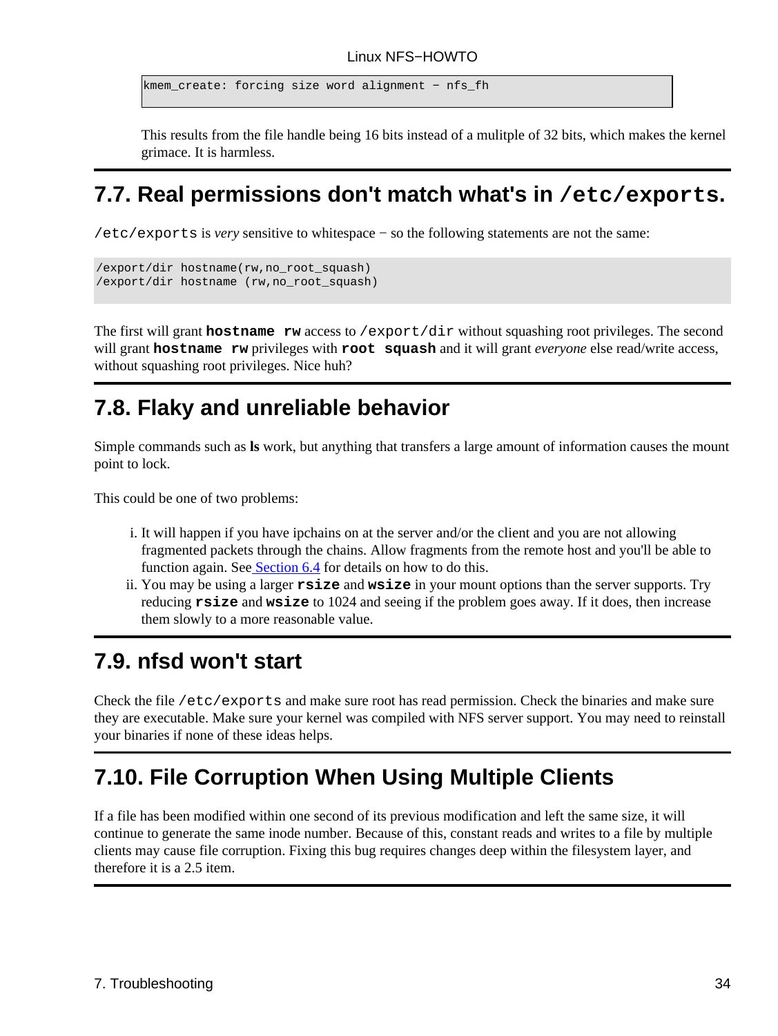```
kmem_create: forcing size word alignment − nfs_fh
```

This results from the file handle being 16 bits instead of a mulitple of 32 bits, which makes the kernel grimace. It is harmless.

## 7.7. Real permissions don't match what's in `/etc/exports`.

`/etc/exports` is *very* sensitive to whitespace − so the following statements are not the same:

```
/export/dir hostname(rw,no_root_squash)
/export/dir hostname (rw,no_root_squash)
```

The first will grant **`hostname rw`** access to `/export/dir` without squashing root privileges. The second will grant **`hostname rw`** privileges with **`root squash`** and it will grant *everyone* else read/write access, without squashing root privileges. Nice huh?

## 7.8. Flaky and unreliable behavior

Simple commands such as **ls** work, but anything that transfers a large amount of information causes the mount point to lock.

This could be one of two problems:

i. It will happen if you have ipchains on at the server and/or the client and you are not allowing fragmented packets through the chains. Allow fragments from the remote host and you'll be able to function again. See Section 6.4 for details on how to do this.
ii. You may be using a larger **`rsize`** and **`wsize`** in your mount options than the server supports. Try reducing **`rsize`** and **`wsize`** to 1024 and seeing if the problem goes away. If it does, then increase them slowly to a more reasonable value.

## 7.9. nfsd won't start

Check the file `/etc/exports` and make sure root has read permission. Check the binaries and make sure they are executable. Make sure your kernel was compiled with NFS server support. You may need to reinstall your binaries if none of these ideas helps.

## 7.10. File Corruption When Using Multiple Clients

If a file has been modified within one second of its previous modification and left the same size, it will continue to generate the same inode number. Because of this, constant reads and writes to a file by multiple clients may cause file corruption. Fixing this bug requires changes deep within the filesystem layer, and therefore it is a 2.5 item.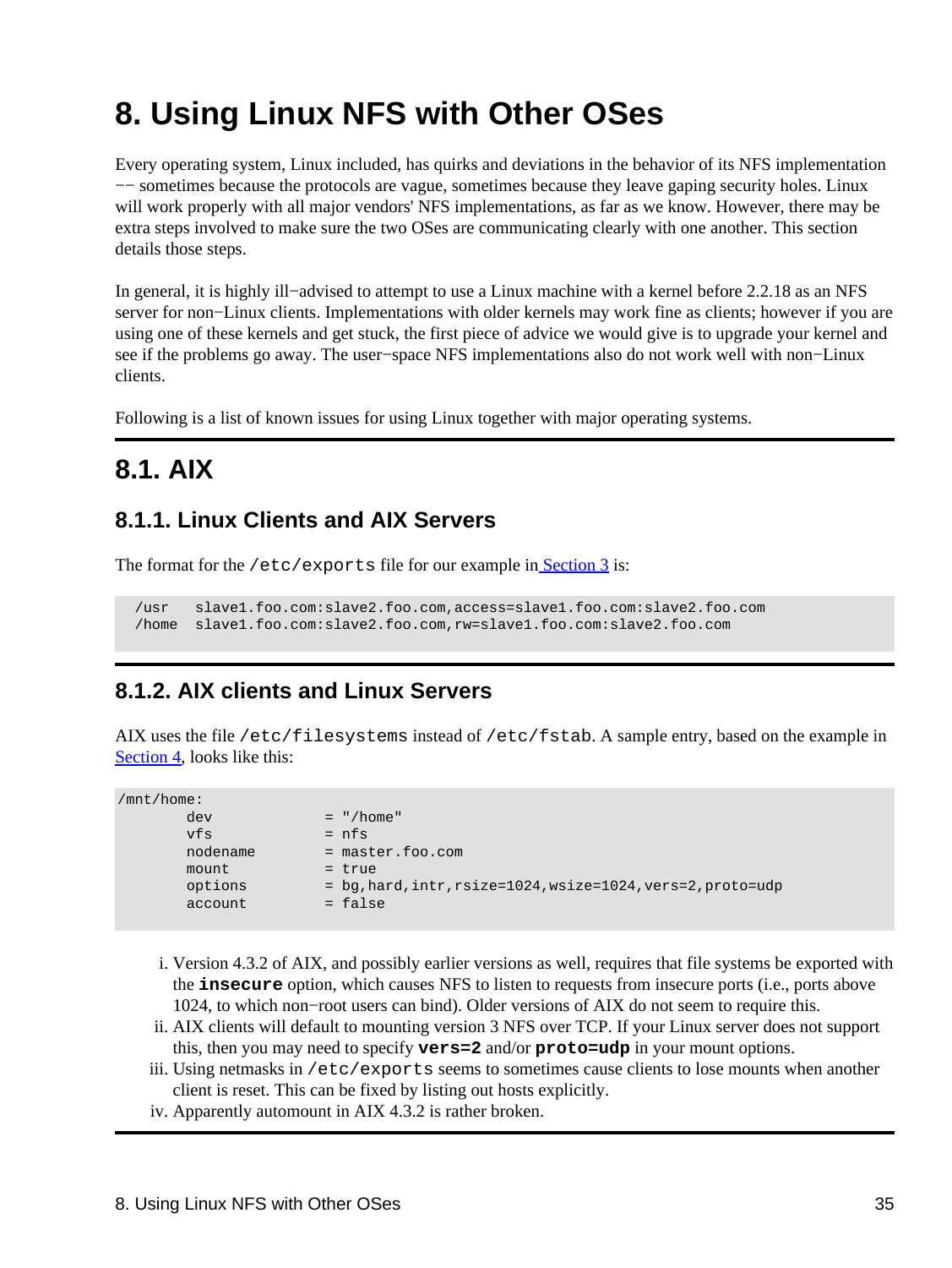# 8. Using Linux NFS with Other OSes

Every operating system, Linux included, has quirks and deviations in the behavior of its NFS implementation −− sometimes because the protocols are vague, sometimes because they leave gaping security holes. Linux will work properly with all major vendors' NFS implementations, as far as we know. However, there may be extra steps involved to make sure the two OSes are communicating clearly with one another. This section details those steps.

In general, it is highly ill−advised to attempt to use a Linux machine with a kernel before 2.2.18 as an NFS server for non−Linux clients. Implementations with older kernels may work fine as clients; however if you are using one of these kernels and get stuck, the first piece of advice we would give is to upgrade your kernel and see if the problems go away. The user−space NFS implementations also do not work well with non−Linux clients.

Following is a list of known issues for using Linux together with major operating systems.

## 8.1. AIX

### 8.1.1. Linux Clients and AIX Servers

The format for the `/etc/exports` file for our example in Section 3 is:

```
 /usr   slave1.foo.com:slave2.foo.com,access=slave1.foo.com:slave2.foo.com
 /home  slave1.foo.com:slave2.foo.com,rw=slave1.foo.com:slave2.foo.com
```

### 8.1.2. AIX clients and Linux Servers

AIX uses the file `/etc/filesystems` instead of `/etc/fstab`. A sample entry, based on the example in Section 4, looks like this:

```
/mnt/home:
        dev             = "/home"
        vfs             = nfs
        nodename        = master.foo.com
        mount           = true
        options         = bg,hard,intr,rsize=1024,wsize=1024,vers=2,proto=udp
        account         = false
```

i. Version 4.3.2 of AIX, and possibly earlier versions as well, requires that file systems be exported with the **insecure** option, which causes NFS to listen to requests from insecure ports (i.e., ports above 1024, to which non−root users can bind). Older versions of AIX do not seem to require this.
ii. AIX clients will default to mounting version 3 NFS over TCP. If your Linux server does not support this, then you may need to specify **vers=2** and/or **proto=udp** in your mount options.
iii. Using netmasks in `/etc/exports` seems to sometimes cause clients to lose mounts when another client is reset. This can be fixed by listing out hosts explicitly.
iv. Apparently automount in AIX 4.3.2 is rather broken.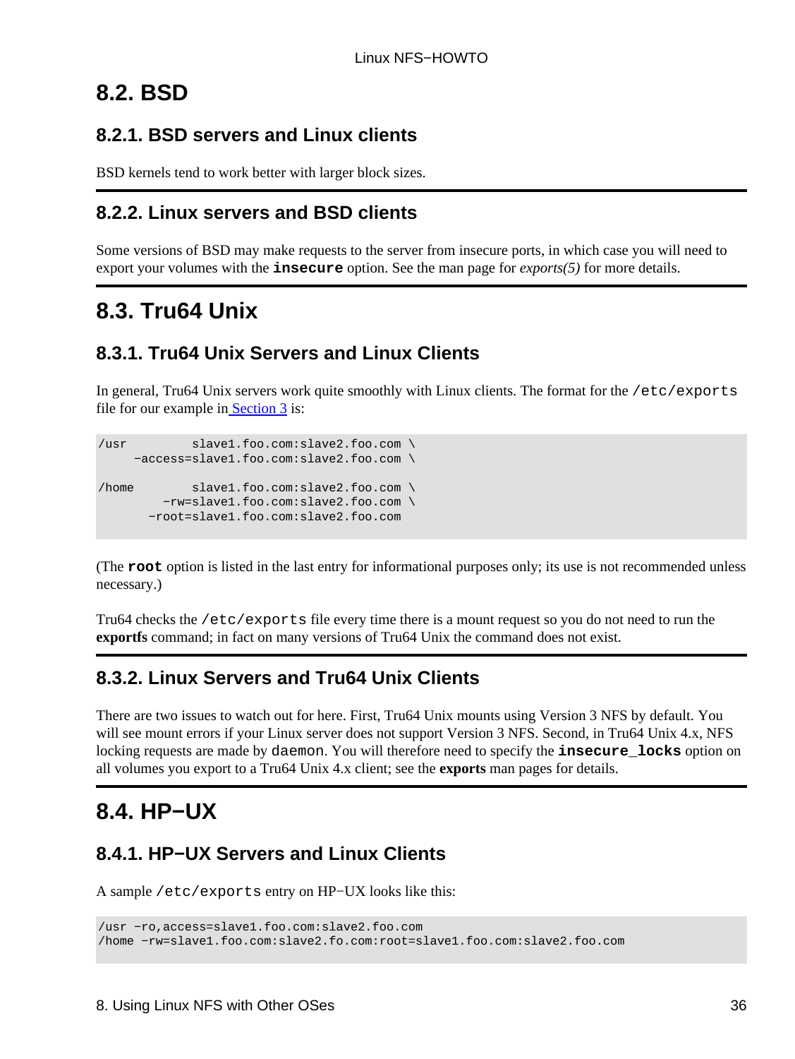## 8.2. BSD

### 8.2.1. BSD servers and Linux clients

BSD kernels tend to work better with larger block sizes.

### 8.2.2. Linux servers and BSD clients

Some versions of BSD may make requests to the server from insecure ports, in which case you will need to export your volumes with the **`insecure`** option. See the man page for *exports(5)* for more details.

## 8.3. Tru64 Unix

### 8.3.1. Tru64 Unix Servers and Linux Clients

In general, Tru64 Unix servers work quite smoothly with Linux clients. The format for the `/etc/exports` file for our example in Section 3 is:

```
/usr         slave1.foo.com:slave2.foo.com \
     -access=slave1.foo.com:slave2.foo.com \

/home        slave1.foo.com:slave2.foo.com \
         -rw=slave1.foo.com:slave2.foo.com \
       -root=slave1.foo.com:slave2.foo.com
```

(The **`root`** option is listed in the last entry for informational purposes only; its use is not recommended unless necessary.)

Tru64 checks the `/etc/exports` file every time there is a mount request so you do not need to run the **exportfs** command; in fact on many versions of Tru64 Unix the command does not exist.

### 8.3.2. Linux Servers and Tru64 Unix Clients

There are two issues to watch out for here. First, Tru64 Unix mounts using Version 3 NFS by default. You will see mount errors if your Linux server does not support Version 3 NFS. Second, in Tru64 Unix 4.x, NFS locking requests are made by `daemon`. You will therefore need to specify the **`insecure_locks`** option on all volumes you export to a Tru64 Unix 4.x client; see the **exports** man pages for details.

## 8.4. HP−UX

### 8.4.1. HP−UX Servers and Linux Clients

A sample `/etc/exports` entry on HP−UX looks like this:

```
/usr -ro,access=slave1.foo.com:slave2.foo.com
/home -rw=slave1.foo.com:slave2.fo.com:root=slave1.foo.com:slave2.foo.com
```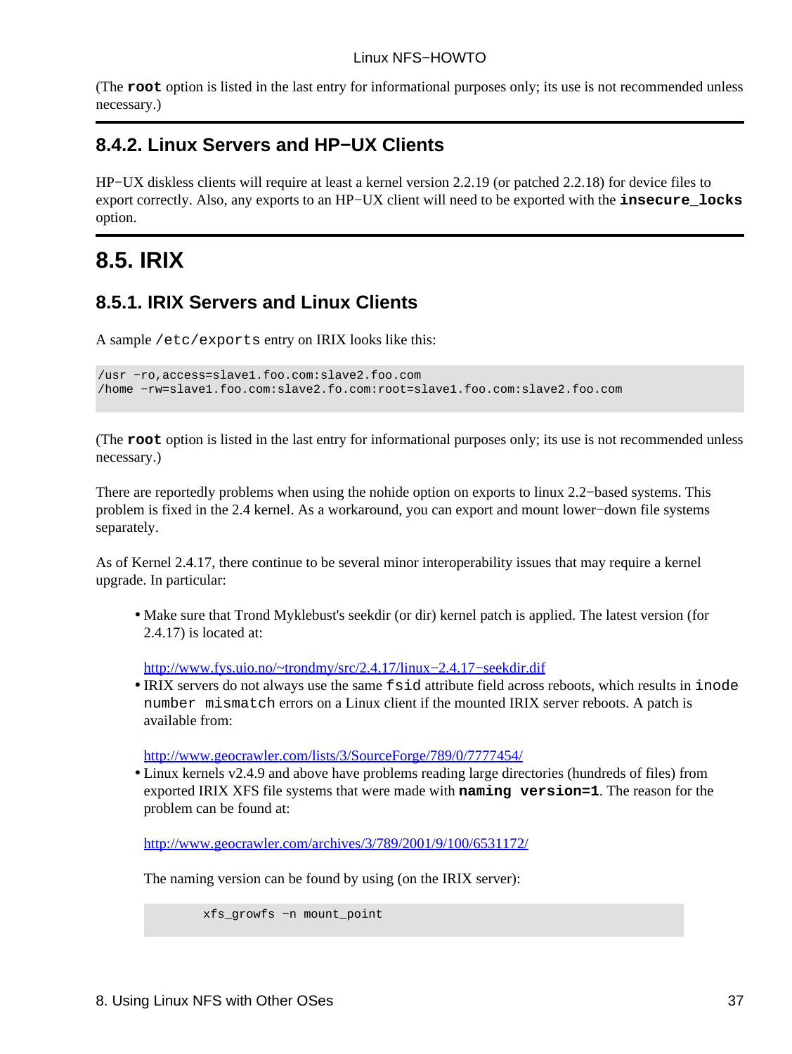(The **`root`** option is listed in the last entry for informational purposes only; its use is not recommended unless necessary.)

### 8.4.2. Linux Servers and HP−UX Clients

HP−UX diskless clients will require at least a kernel version 2.2.19 (or patched 2.2.18) for device files to export correctly. Also, any exports to an HP−UX client will need to be exported with the **`insecure_locks`** option.

## 8.5. IRIX

### 8.5.1. IRIX Servers and Linux Clients

A sample `/etc/exports` entry on IRIX looks like this:

```
/usr −ro,access=slave1.foo.com:slave2.foo.com
/home −rw=slave1.foo.com:slave2.fo.com:root=slave1.foo.com:slave2.foo.com
```

(The **`root`** option is listed in the last entry for informational purposes only; its use is not recommended unless necessary.)

There are reportedly problems when using the nohide option on exports to linux 2.2−based systems. This problem is fixed in the 2.4 kernel. As a workaround, you can export and mount lower−down file systems separately.

As of Kernel 2.4.17, there continue to be several minor interoperability issues that may require a kernel upgrade. In particular:

- Make sure that Trond Myklebust's seekdir (or dir) kernel patch is applied. The latest version (for 2.4.17) is located at:

  http://www.fys.uio.no/~trondmy/src/2.4.17/linux−2.4.17−seekdir.dif
- IRIX servers do not always use the same `fsid` attribute field across reboots, which results in `inode number mismatch` errors on a Linux client if the mounted IRIX server reboots. A patch is available from:

  http://www.geocrawler.com/lists/3/SourceForge/789/0/7777454/
- Linux kernels v2.4.9 and above have problems reading large directories (hundreds of files) from exported IRIX XFS file systems that were made with **`naming version=1`**. The reason for the problem can be found at:

  http://www.geocrawler.com/archives/3/789/2001/9/100/6531172/

  The naming version can be found by using (on the IRIX server):

  ```
          xfs_growfs −n mount_point
  ```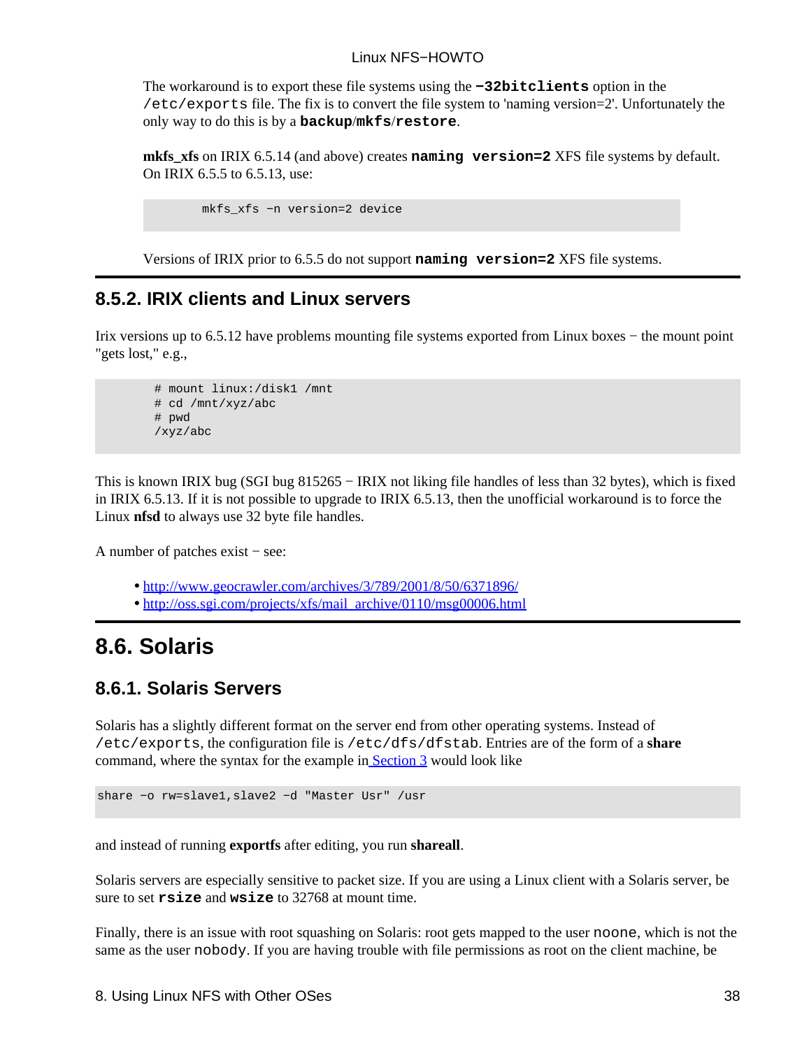The workaround is to export these file systems using the `-32bitclients` option in the `/etc/exports` file. The fix is to convert the file system to 'naming version=2'. Unfortunately the only way to do this is by a **`backup`**/**`mkfs`**/**`restore`**.

**mkfs_xfs** on IRIX 6.5.14 (and above) creates **`naming version=2`** XFS file systems by default. On IRIX 6.5.5 to 6.5.13, use:

```
        mkfs_xfs -n version=2 device
```

Versions of IRIX prior to 6.5.5 do not support **`naming version=2`** XFS file systems.

### 8.5.2. IRIX clients and Linux servers

Irix versions up to 6.5.12 have problems mounting file systems exported from Linux boxes − the mount point "gets lost," e.g.,

```
        # mount linux:/disk1 /mnt
        # cd /mnt/xyz/abc
        # pwd
        /xyz/abc
```

This is known IRIX bug (SGI bug 815265 − IRIX not liking file handles of less than 32 bytes), which is fixed in IRIX 6.5.13. If it is not possible to upgrade to IRIX 6.5.13, then the unofficial workaround is to force the Linux **nfsd** to always use 32 byte file handles.

A number of patches exist − see:

- http://www.geocrawler.com/archives/3/789/2001/8/50/6371896/
- http://oss.sgi.com/projects/xfs/mail_archive/0110/msg00006.html

## 8.6. Solaris

### 8.6.1. Solaris Servers

Solaris has a slightly different format on the server end from other operating systems. Instead of `/etc/exports`, the configuration file is `/etc/dfs/dfstab`. Entries are of the form of a **share** command, where the syntax for the example in Section 3 would look like

```
share -o rw=slave1,slave2 -d "Master Usr" /usr
```

and instead of running **exportfs** after editing, you run **shareall**.

Solaris servers are especially sensitive to packet size. If you are using a Linux client with a Solaris server, be sure to set **`rsize`** and **`wsize`** to 32768 at mount time.

Finally, there is an issue with root squashing on Solaris: root gets mapped to the user `noone`, which is not the same as the user `nobody`. If you are having trouble with file permissions as root on the client machine, be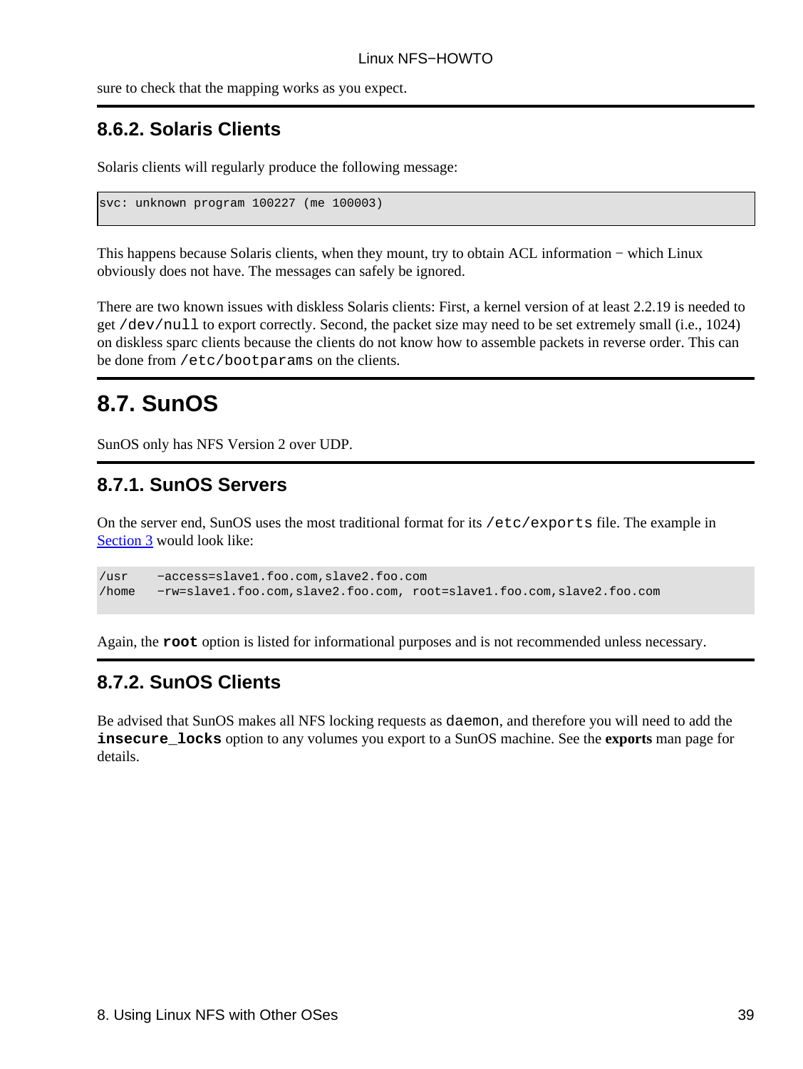sure to check that the mapping works as you expect.

### 8.6.2. Solaris Clients

Solaris clients will regularly produce the following message:

```
svc: unknown program 100227 (me 100003)
```

This happens because Solaris clients, when they mount, try to obtain ACL information − which Linux obviously does not have. The messages can safely be ignored.

There are two known issues with diskless Solaris clients: First, a kernel version of at least 2.2.19 is needed to get `/dev/null` to export correctly. Second, the packet size may need to be set extremely small (i.e., 1024) on diskless sparc clients because the clients do not know how to assemble packets in reverse order. This can be done from `/etc/bootparams` on the clients.

## 8.7. SunOS

SunOS only has NFS Version 2 over UDP.

### 8.7.1. SunOS Servers

On the server end, SunOS uses the most traditional format for its `/etc/exports` file. The example in Section 3 would look like:

```
/usr     −access=slave1.foo.com,slave2.foo.com
/home    −rw=slave1.foo.com,slave2.foo.com, root=slave1.foo.com,slave2.foo.com
```

Again, the **`root`** option is listed for informational purposes and is not recommended unless necessary.

### 8.7.2. SunOS Clients

Be advised that SunOS makes all NFS locking requests as `daemon`, and therefore you will need to add the **`insecure_locks`** option to any volumes you export to a SunOS machine. See the **exports** man page for details.